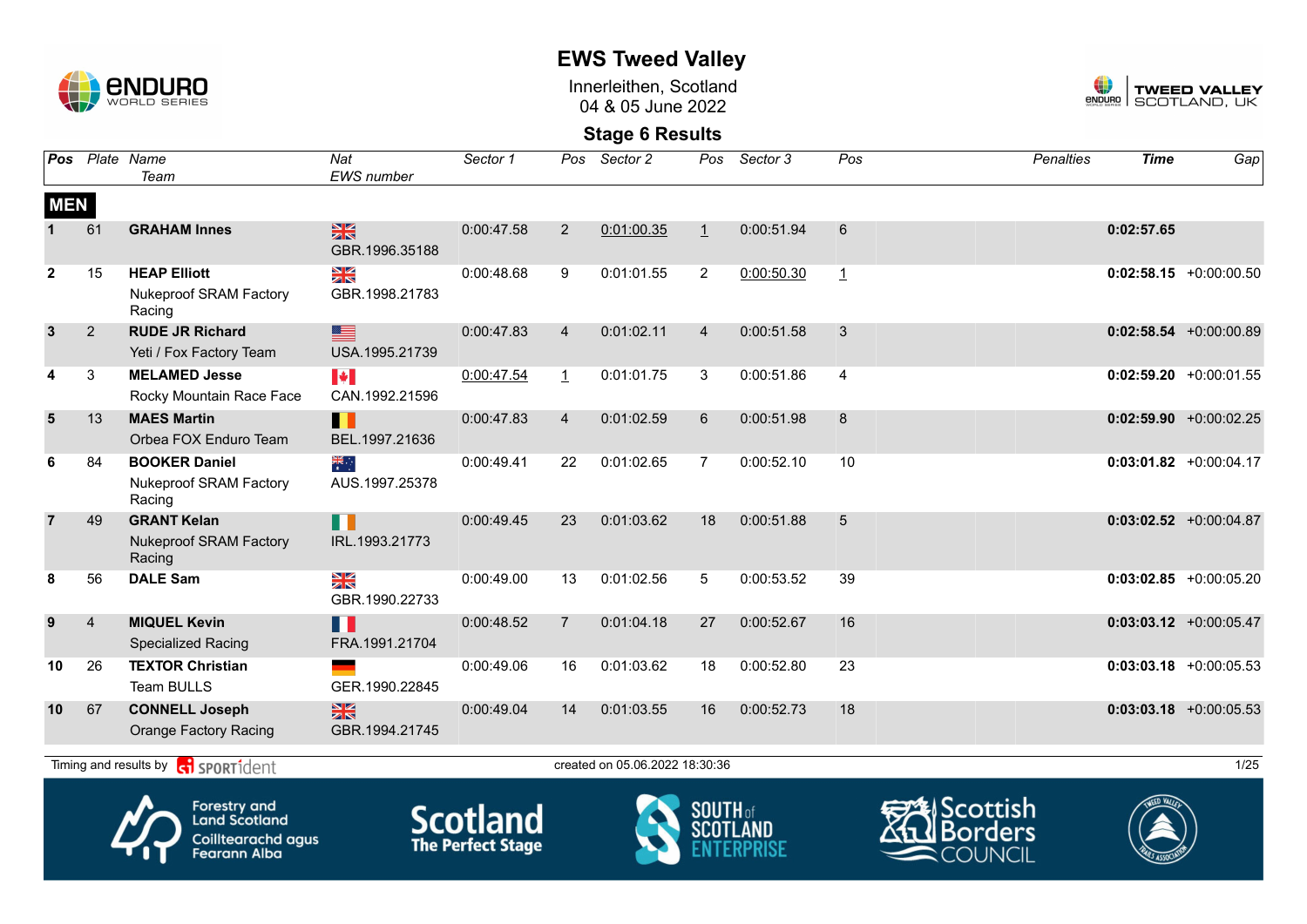# EWS Tweed Valley

Innerleithen, Scotland
04 & 05 June 2022

## Stage 6 Results

| Pos | Plate | Name / Team | Nat / EWS number | Sector 1 | Pos | Sector 2 | Pos | Sector 3 | Pos | Penalties | Time | Gap |
|---|---|---|---|---|---|---|---|---|---|---|---|---|
| **MEN** | | | | | | | | | | | | |
| 1 | 61 | **GRAHAM Innes** | GBR.1996.35188 | 0:00:47.58 | 2 | 0:01:00.35 | 1 | 0:00:51.94 | 6 | | **0:02:57.65** | |
| 2 | 15 | **HEAP Elliott** Nukeproof SRAM Factory Racing | GBR.1998.21783 | 0:00:48.68 | 9 | 0:01:01.55 | 2 | 0:00:50.30 | 1 | | **0:02:58.15** | +0:00:00.50 |
| 3 | 2 | **RUDE JR Richard** Yeti / Fox Factory Team | USA.1995.21739 | 0:00:47.83 | 4 | 0:01:02.11 | 4 | 0:00:51.58 | 3 | | **0:02:58.54** | +0:00:00.89 |
| 4 | 3 | **MELAMED Jesse** Rocky Mountain Race Face | CAN.1992.21596 | 0:00:47.54 | 1 | 0:01:01.75 | 3 | 0:00:51.86 | 4 | | **0:02:59.20** | +0:00:01.55 |
| 5 | 13 | **MAES Martin** Orbea FOX Enduro Team | BEL.1997.21636 | 0:00:47.83 | 4 | 0:01:02.59 | 6 | 0:00:51.98 | 8 | | **0:02:59.90** | +0:00:02.25 |
| 6 | 84 | **BOOKER Daniel** Nukeproof SRAM Factory Racing | AUS.1997.25378 | 0:00:49.41 | 22 | 0:01:02.65 | 7 | 0:00:52.10 | 10 | | **0:03:01.82** | +0:00:04.17 |
| 7 | 49 | **GRANT Kelan** Nukeproof SRAM Factory Racing | IRL.1993.21773 | 0:00:49.45 | 23 | 0:01:03.62 | 18 | 0:00:51.88 | 5 | | **0:03:02.52** | +0:00:04.87 |
| 8 | 56 | **DALE Sam** | GBR.1990.22733 | 0:00:49.00 | 13 | 0:01:02.56 | 5 | 0:00:53.52 | 39 | | **0:03:02.85** | +0:00:05.20 |
| 9 | 4 | **MIQUEL Kevin** Specialized Racing | FRA.1991.21704 | 0:00:48.52 | 7 | 0:01:04.18 | 27 | 0:00:52.67 | 16 | | **0:03:03.12** | +0:00:05.47 |
| 10 | 26 | **TEXTOR Christian** Team BULLS | GER.1990.22845 | 0:00:49.06 | 16 | 0:01:03.62 | 18 | 0:00:52.80 | 23 | | **0:03:03.18** | +0:00:05.53 |
| 10 | 67 | **CONNELL Joseph** Orange Factory Racing | GBR.1994.21745 | 0:00:49.04 | 14 | 0:01:03.55 | 16 | 0:00:52.73 | 18 | | **0:03:03.18** | +0:00:05.53 |

Timing and results by SPORTident

created on 05.06.2022 18:30:36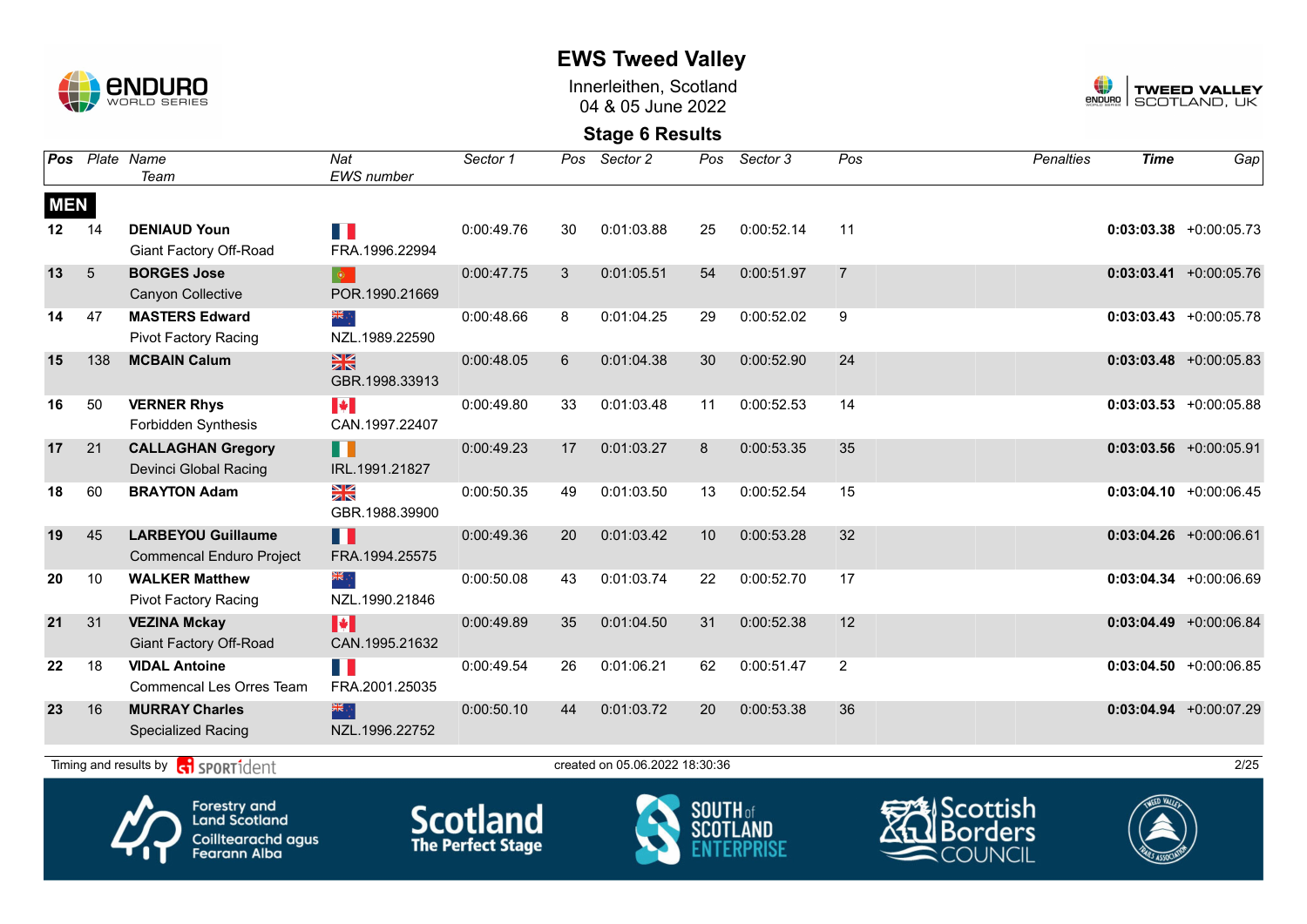# EWS Tweed Valley

Innerleithen, Scotland
04 & 05 June 2022

## Stage 6 Results

| Pos | Plate | Name / Team | Nat / EWS number | Sector 1 | Pos | Sector 2 | Pos | Sector 3 | Pos | Penalties | Time | Gap |
|---|---|---|---|---|---|---|---|---|---|---|---|---|
| **MEN** | | | | | | | | | | | | |
| 12 | 14 | **DENIAUD Youn** Giant Factory Off-Road | FRA.1996.22994 | 0:00:49.76 | 30 | 0:01:03.88 | 25 | 0:00:52.14 | 11 | | **0:03:03.38** | +0:00:05.73 |
| 13 | 5 | **BORGES Jose** Canyon Collective | POR.1990.21669 | 0:00:47.75 | 3 | 0:01:05.51 | 54 | 0:00:51.97 | 7 | | **0:03:03.41** | +0:00:05.76 |
| 14 | 47 | **MASTERS Edward** Pivot Factory Racing | NZL.1989.22590 | 0:00:48.66 | 8 | 0:01:04.25 | 29 | 0:00:52.02 | 9 | | **0:03:03.43** | +0:00:05.78 |
| 15 | 138 | **MCBAIN Calum** | GBR.1998.33913 | 0:00:48.05 | 6 | 0:01:04.38 | 30 | 0:00:52.90 | 24 | | **0:03:03.48** | +0:00:05.83 |
| 16 | 50 | **VERNER Rhys** Forbidden Synthesis | CAN.1997.22407 | 0:00:49.80 | 33 | 0:01:03.48 | 11 | 0:00:52.53 | 14 | | **0:03:03.53** | +0:00:05.88 |
| 17 | 21 | **CALLAGHAN Gregory** Devinci Global Racing | IRL.1991.21827 | 0:00:49.23 | 17 | 0:01:03.27 | 8 | 0:00:53.35 | 35 | | **0:03:03.56** | +0:00:05.91 |
| 18 | 60 | **BRAYTON Adam** | GBR.1988.39900 | 0:00:50.35 | 49 | 0:01:03.50 | 13 | 0:00:52.54 | 15 | | **0:03:04.10** | +0:00:06.45 |
| 19 | 45 | **LARBEYOU Guillaume** Commencal Enduro Project | FRA.1994.25575 | 0:00:49.36 | 20 | 0:01:03.42 | 10 | 0:00:53.28 | 32 | | **0:03:04.26** | +0:00:06.61 |
| 20 | 10 | **WALKER Matthew** Pivot Factory Racing | NZL.1990.21846 | 0:00:50.08 | 43 | 0:01:03.74 | 22 | 0:00:52.70 | 17 | | **0:03:04.34** | +0:00:06.69 |
| 21 | 31 | **VEZINA Mckay** Giant Factory Off-Road | CAN.1995.21632 | 0:00:49.89 | 35 | 0:01:04.50 | 31 | 0:00:52.38 | 12 | | **0:03:04.49** | +0:00:06.84 |
| 22 | 18 | **VIDAL Antoine** Commencal Les Orres Team | FRA.2001.25035 | 0:00:49.54 | 26 | 0:01:06.21 | 62 | 0:00:51.47 | 2 | | **0:03:04.50** | +0:00:06.85 |
| 23 | 16 | **MURRAY Charles** Specialized Racing | NZL.1996.22752 | 0:00:50.10 | 44 | 0:01:03.72 | 20 | 0:00:53.38 | 36 | | **0:03:04.94** | +0:00:07.29 |

Timing and results by SPORTident — created on 05.06.2022 18:30:36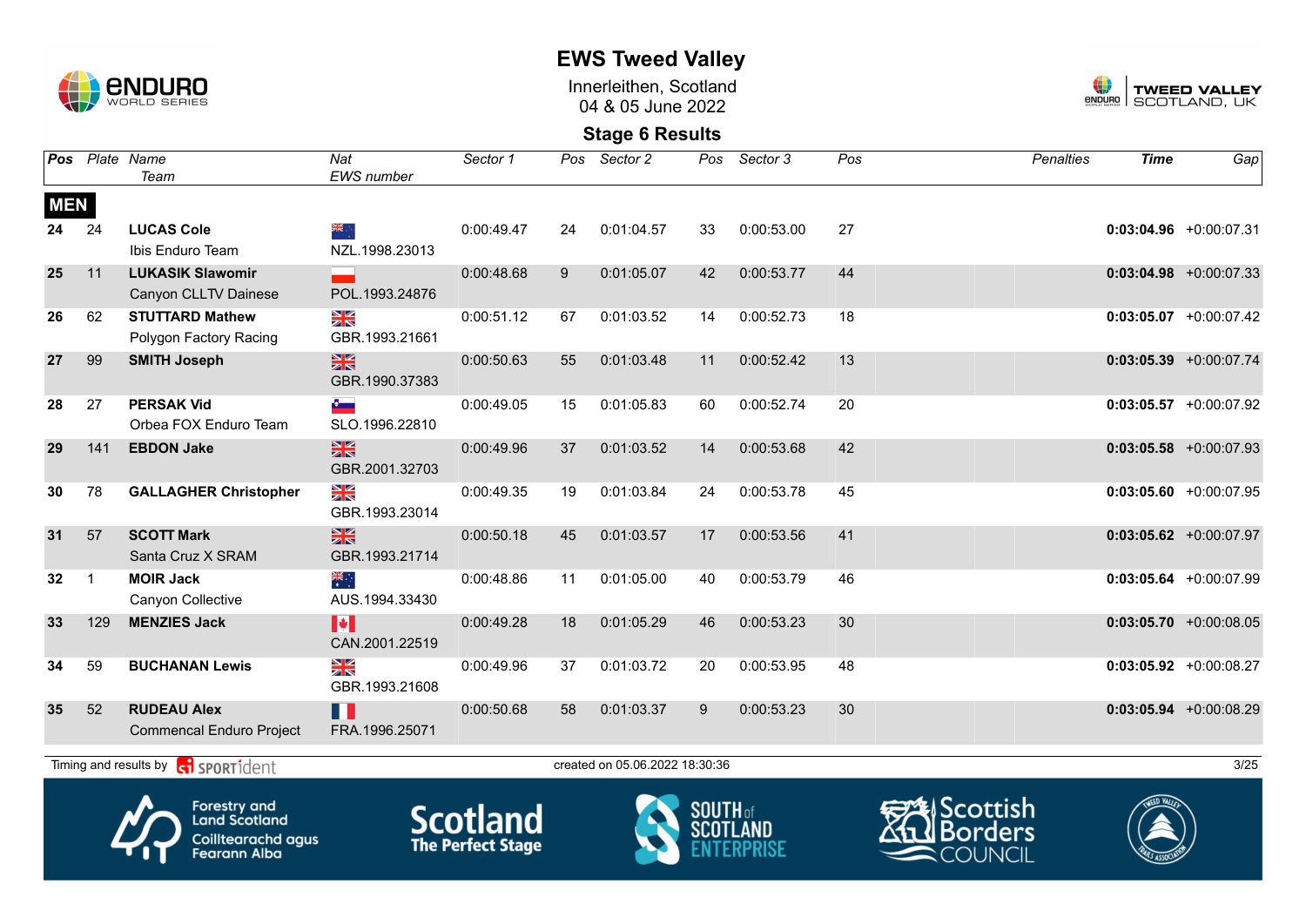# EWS Tweed Valley

Innerleithen, Scotland
04 & 05 June 2022

## Stage 6 Results

| Pos | Plate | Name / Team | Nat / EWS number | Sector 1 | Pos | Sector 2 | Pos | Sector 3 | Pos | Penalties | Time | Gap |
|---|---|---|---|---|---|---|---|---|---|---|---|---|
| **MEN** | | | | | | | | | | | | |
| 24 | 24 | **LUCAS Cole** Ibis Enduro Team | NZL.1998.23013 | 0:00:49.47 | 24 | 0:01:04.57 | 33 | 0:00:53.00 | 27 | | **0:03:04.96** | +0:00:07.31 |
| 25 | 11 | **LUKASIK Slawomir** Canyon CLLTV Dainese | POL.1993.24876 | 0:00:48.68 | 9 | 0:01:05.07 | 42 | 0:00:53.77 | 44 | | **0:03:04.98** | +0:00:07.33 |
| 26 | 62 | **STUTTARD Mathew** Polygon Factory Racing | GBR.1993.21661 | 0:00:51.12 | 67 | 0:01:03.52 | 14 | 0:00:52.73 | 18 | | **0:03:05.07** | +0:00:07.42 |
| 27 | 99 | **SMITH Joseph** | GBR.1990.37383 | 0:00:50.63 | 55 | 0:01:03.48 | 11 | 0:00:52.42 | 13 | | **0:03:05.39** | +0:00:07.74 |
| 28 | 27 | **PERSAK Vid** Orbea FOX Enduro Team | SLO.1996.22810 | 0:00:49.05 | 15 | 0:01:05.83 | 60 | 0:00:52.74 | 20 | | **0:03:05.57** | +0:00:07.92 |
| 29 | 141 | **EBDON Jake** | GBR.2001.32703 | 0:00:49.96 | 37 | 0:01:03.52 | 14 | 0:00:53.68 | 42 | | **0:03:05.58** | +0:00:07.93 |
| 30 | 78 | **GALLAGHER Christopher** | GBR.1993.23014 | 0:00:49.35 | 19 | 0:01:03.84 | 24 | 0:00:53.78 | 45 | | **0:03:05.60** | +0:00:07.95 |
| 31 | 57 | **SCOTT Mark** Santa Cruz X SRAM | GBR.1993.21714 | 0:00:50.18 | 45 | 0:01:03.57 | 17 | 0:00:53.56 | 41 | | **0:03:05.62** | +0:00:07.97 |
| 32 | 1 | **MOIR Jack** Canyon Collective | AUS.1994.33430 | 0:00:48.86 | 11 | 0:01:05.00 | 40 | 0:00:53.79 | 46 | | **0:03:05.64** | +0:00:07.99 |
| 33 | 129 | **MENZIES Jack** | CAN.2001.22519 | 0:00:49.28 | 18 | 0:01:05.29 | 46 | 0:00:53.23 | 30 | | **0:03:05.70** | +0:00:08.05 |
| 34 | 59 | **BUCHANAN Lewis** | GBR.1993.21608 | 0:00:49.96 | 37 | 0:01:03.72 | 20 | 0:00:53.95 | 48 | | **0:03:05.92** | +0:00:08.27 |
| 35 | 52 | **RUDEAU Alex** Commencal Enduro Project | FRA.1996.25071 | 0:00:50.68 | 58 | 0:01:03.37 | 9 | 0:00:53.23 | 30 | | **0:03:05.94** | +0:00:08.29 |

Timing and results by SPORTident — created on 05.06.2022 18:30:36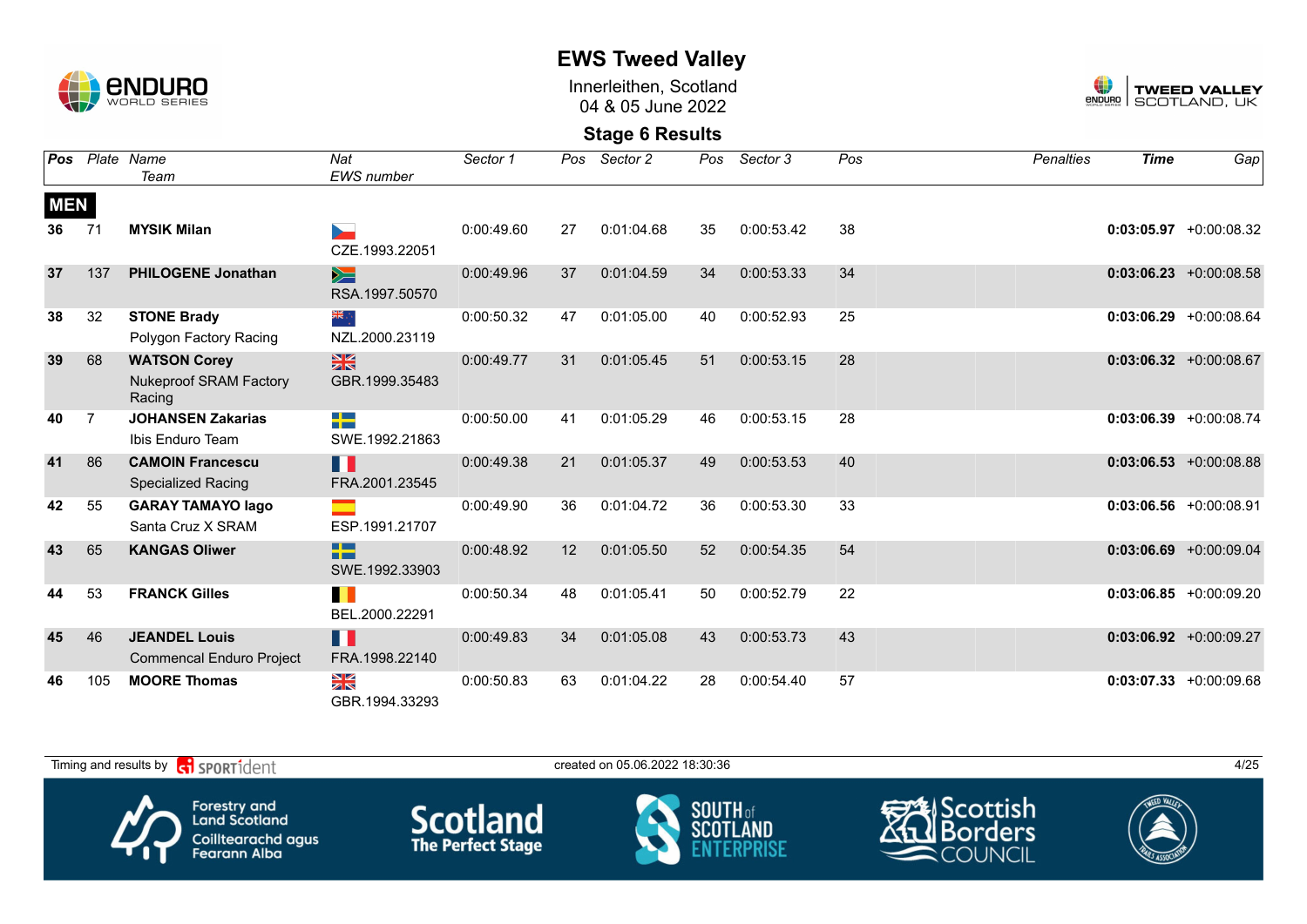# EWS Tweed Valley

Innerleithen, Scotland
04 & 05 June 2022

## Stage 6 Results

| Pos | Plate | Name / Team | Nat / EWS number | Sector 1 | Pos | Sector 2 | Pos | Sector 3 | Pos | Penalties | Time | Gap |
|---|---|---|---|---|---|---|---|---|---|---|---|---|
| **MEN** | | | | | | | | | | | | |
| 36 | 71 | **MYSIK Milan** | CZE.1993.22051 | 0:00:49.60 | 27 | 0:01:04.68 | 35 | 0:00:53.42 | 38 | | **0:03:05.97** | +0:00:08.32 |
| 37 | 137 | **PHILOGENE Jonathan** | RSA.1997.50570 | 0:00:49.96 | 37 | 0:01:04.59 | 34 | 0:00:53.33 | 34 | | **0:03:06.23** | +0:00:08.58 |
| 38 | 32 | **STONE Brady** Polygon Factory Racing | NZL.2000.23119 | 0:00:50.32 | 47 | 0:01:05.00 | 40 | 0:00:52.93 | 25 | | **0:03:06.29** | +0:00:08.64 |
| 39 | 68 | **WATSON Corey** Nukeproof SRAM Factory Racing | GBR.1999.35483 | 0:00:49.77 | 31 | 0:01:05.45 | 51 | 0:00:53.15 | 28 | | **0:03:06.32** | +0:00:08.67 |
| 40 | 7 | **JOHANSEN Zakarias** Ibis Enduro Team | SWE.1992.21863 | 0:00:50.00 | 41 | 0:01:05.29 | 46 | 0:00:53.15 | 28 | | **0:03:06.39** | +0:00:08.74 |
| 41 | 86 | **CAMOIN Francescu** Specialized Racing | FRA.2001.23545 | 0:00:49.38 | 21 | 0:01:05.37 | 49 | 0:00:53.53 | 40 | | **0:03:06.53** | +0:00:08.88 |
| 42 | 55 | **GARAY TAMAYO Iago** Santa Cruz X SRAM | ESP.1991.21707 | 0:00:49.90 | 36 | 0:01:04.72 | 36 | 0:00:53.30 | 33 | | **0:03:06.56** | +0:00:08.91 |
| 43 | 65 | **KANGAS Oliwer** | SWE.1992.33903 | 0:00:48.92 | 12 | 0:01:05.50 | 52 | 0:00:54.35 | 54 | | **0:03:06.69** | +0:00:09.04 |
| 44 | 53 | **FRANCK Gilles** | BEL.2000.22291 | 0:00:50.34 | 48 | 0:01:05.41 | 50 | 0:00:52.79 | 22 | | **0:03:06.85** | +0:00:09.20 |
| 45 | 46 | **JEANDEL Louis** Commencal Enduro Project | FRA.1998.22140 | 0:00:49.83 | 34 | 0:01:05.08 | 43 | 0:00:53.73 | 43 | | **0:03:06.92** | +0:00:09.27 |
| 46 | 105 | **MOORE Thomas** | GBR.1994.33293 | 0:00:50.83 | 63 | 0:01:04.22 | 28 | 0:00:54.40 | 57 | | **0:03:07.33** | +0:00:09.68 |

Timing and results by SPORTident — created on 05.06.2022 18:30:36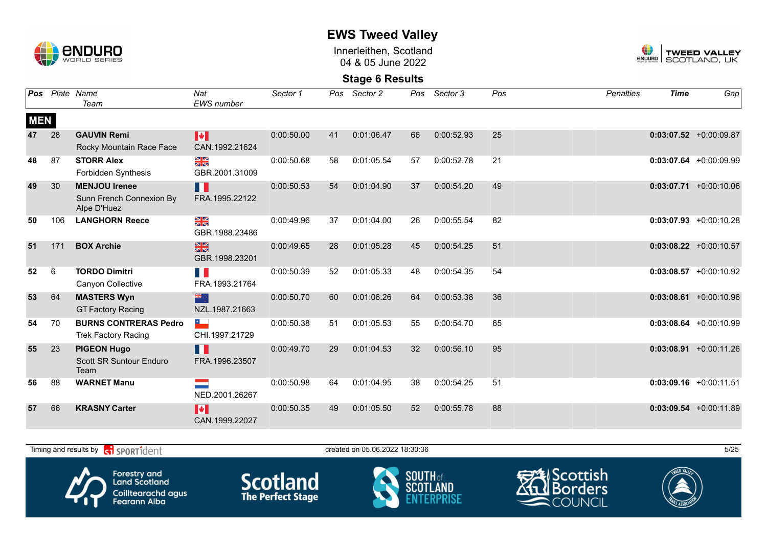# EWS Tweed Valley

Innerleithen, Scotland
04 & 05 June 2022

## Stage 6 Results

| Pos | Plate | Name / Team | Nat / EWS number | Sector 1 | Pos | Sector 2 | Pos | Sector 3 | Pos | Penalties | Time | Gap |
|---|---|---|---|---|---|---|---|---|---|---|---|---|
| **MEN** | | | | | | | | | | | | |
| 47 | 28 | **GAUVIN Remi** Rocky Mountain Race Face | CAN.1992.21624 | 0:00:50.00 | 41 | 0:01:06.47 | 66 | 0:00:52.93 | 25 | | **0:03:07.52** | +0:00:09.87 |
| 48 | 87 | **STORR Alex** Forbidden Synthesis | GBR.2001.31009 | 0:00:50.68 | 58 | 0:01:05.54 | 57 | 0:00:52.78 | 21 | | **0:03:07.64** | +0:00:09.99 |
| 49 | 30 | **MENJOU Irenee** Sunn French Connexion By Alpe D'Huez | FRA.1995.22122 | 0:00:50.53 | 54 | 0:01:04.90 | 37 | 0:00:54.20 | 49 | | **0:03:07.71** | +0:00:10.06 |
| 50 | 106 | **LANGHORN Reece** | GBR.1988.23486 | 0:00:49.96 | 37 | 0:01:04.00 | 26 | 0:00:55.54 | 82 | | **0:03:07.93** | +0:00:10.28 |
| 51 | 171 | **BOX Archie** | GBR.1998.23201 | 0:00:49.65 | 28 | 0:01:05.28 | 45 | 0:00:54.25 | 51 | | **0:03:08.22** | +0:00:10.57 |
| 52 | 6 | **TORDO Dimitri** Canyon Collective | FRA.1993.21764 | 0:00:50.39 | 52 | 0:01:05.33 | 48 | 0:00:54.35 | 54 | | **0:03:08.57** | +0:00:10.92 |
| 53 | 64 | **MASTERS Wyn** GT Factory Racing | NZL.1987.21663 | 0:00:50.70 | 60 | 0:01:06.26 | 64 | 0:00:53.38 | 36 | | **0:03:08.61** | +0:00:10.96 |
| 54 | 70 | **BURNS CONTRERAS Pedro** Trek Factory Racing | CHI.1997.21729 | 0:00:50.38 | 51 | 0:01:05.53 | 55 | 0:00:54.70 | 65 | | **0:03:08.64** | +0:00:10.99 |
| 55 | 23 | **PIGEON Hugo** Scott SR Suntour Enduro Team | FRA.1996.23507 | 0:00:49.70 | 29 | 0:01:04.53 | 32 | 0:00:56.10 | 95 | | **0:03:08.91** | +0:00:11.26 |
| 56 | 88 | **WARNET Manu** | NED.2001.26267 | 0:00:50.98 | 64 | 0:01:04.95 | 38 | 0:00:54.25 | 51 | | **0:03:09.16** | +0:00:11.51 |
| 57 | 66 | **KRASNY Carter** | CAN.1999.22027 | 0:00:50.35 | 49 | 0:01:05.50 | 52 | 0:00:55.78 | 88 | | **0:03:09.54** | +0:00:11.89 |

Timing and results by SPORTident — created on 05.06.2022 18:30:36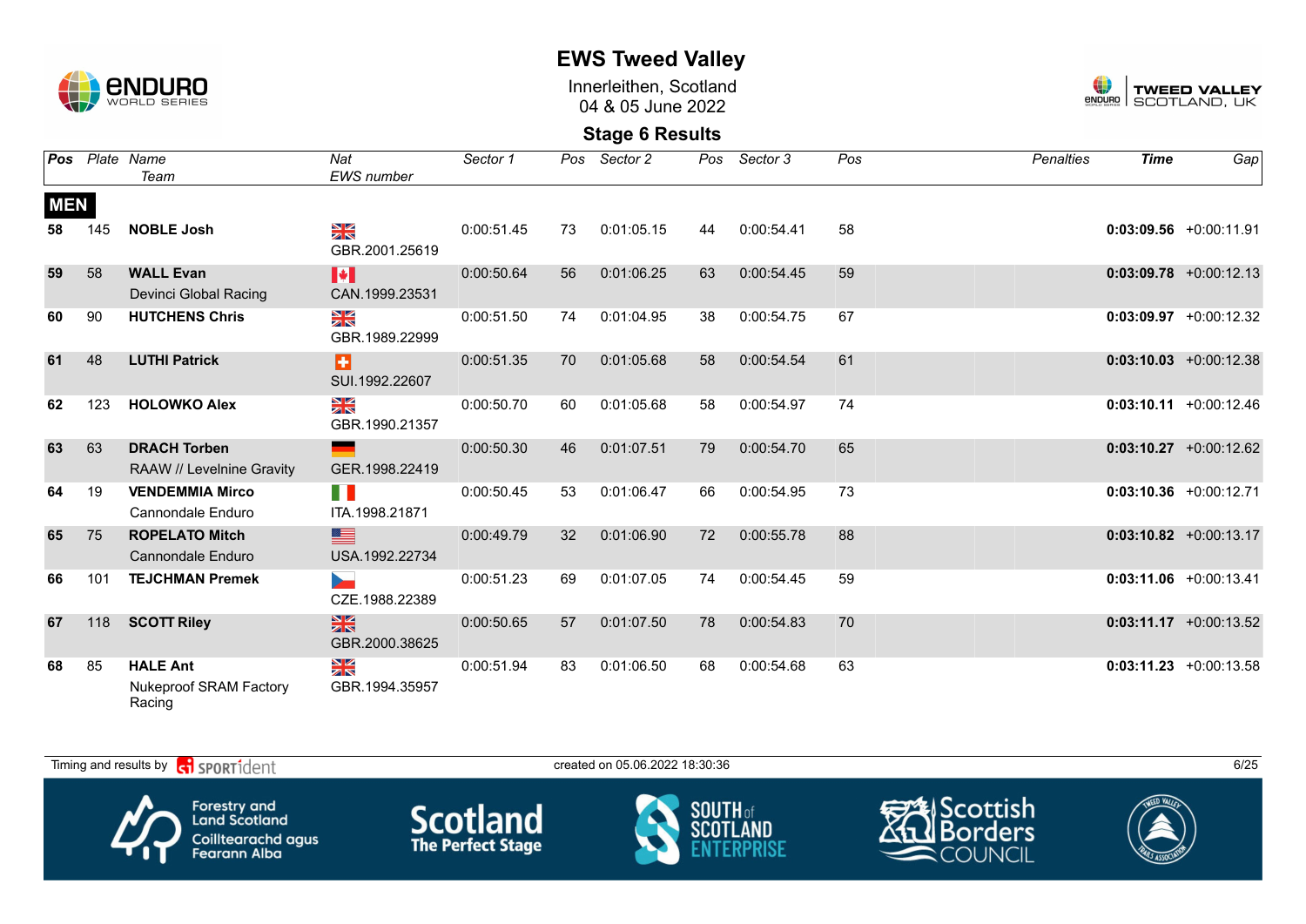# EWS Tweed Valley

Innerleithen, Scotland
04 & 05 June 2022

## Stage 6 Results

| Pos | Plate | Name / Team | Nat / EWS number | Sector 1 | Pos | Sector 2 | Pos | Sector 3 | Pos | Penalties | Time | Gap |
|---|---|---|---|---|---|---|---|---|---|---|---|---|
| **MEN** | | | | | | | | | | | | |
| 58 | 145 | **NOBLE Josh** | GBR.2001.25619 | 0:00:51.45 | 73 | 0:01:05.15 | 44 | 0:00:54.41 | 58 | | **0:03:09.56** | +0:00:11.91 |
| 59 | 58 | **WALL Evan** Devinci Global Racing | CAN.1999.23531 | 0:00:50.64 | 56 | 0:01:06.25 | 63 | 0:00:54.45 | 59 | | **0:03:09.78** | +0:00:12.13 |
| 60 | 90 | **HUTCHENS Chris** | GBR.1989.22999 | 0:00:51.50 | 74 | 0:01:04.95 | 38 | 0:00:54.75 | 67 | | **0:03:09.97** | +0:00:12.32 |
| 61 | 48 | **LUTHI Patrick** | SUI.1992.22607 | 0:00:51.35 | 70 | 0:01:05.68 | 58 | 0:00:54.54 | 61 | | **0:03:10.03** | +0:00:12.38 |
| 62 | 123 | **HOLOWKO Alex** | GBR.1990.21357 | 0:00:50.70 | 60 | 0:01:05.68 | 58 | 0:00:54.97 | 74 | | **0:03:10.11** | +0:00:12.46 |
| 63 | 63 | **DRACH Torben** RAAW // Levelnine Gravity | GER.1998.22419 | 0:00:50.30 | 46 | 0:01:07.51 | 79 | 0:00:54.70 | 65 | | **0:03:10.27** | +0:00:12.62 |
| 64 | 19 | **VENDEMMIA Mirco** Cannondale Enduro | ITA.1998.21871 | 0:00:50.45 | 53 | 0:01:06.47 | 66 | 0:00:54.95 | 73 | | **0:03:10.36** | +0:00:12.71 |
| 65 | 75 | **ROPELATO Mitch** Cannondale Enduro | USA.1992.22734 | 0:00:49.79 | 32 | 0:01:06.90 | 72 | 0:00:55.78 | 88 | | **0:03:10.82** | +0:00:13.17 |
| 66 | 101 | **TEJCHMAN Premek** | CZE.1988.22389 | 0:00:51.23 | 69 | 0:01:07.05 | 74 | 0:00:54.45 | 59 | | **0:03:11.06** | +0:00:13.41 |
| 67 | 118 | **SCOTT Riley** | GBR.2000.38625 | 0:00:50.65 | 57 | 0:01:07.50 | 78 | 0:00:54.83 | 70 | | **0:03:11.17** | +0:00:13.52 |
| 68 | 85 | **HALE Ant** Nukeproof SRAM Factory Racing | GBR.1994.35957 | 0:00:51.94 | 83 | 0:01:06.50 | 68 | 0:00:54.68 | 63 | | **0:03:11.23** | +0:00:13.58 |

Timing and results by SPORTident — created on 05.06.2022 18:30:36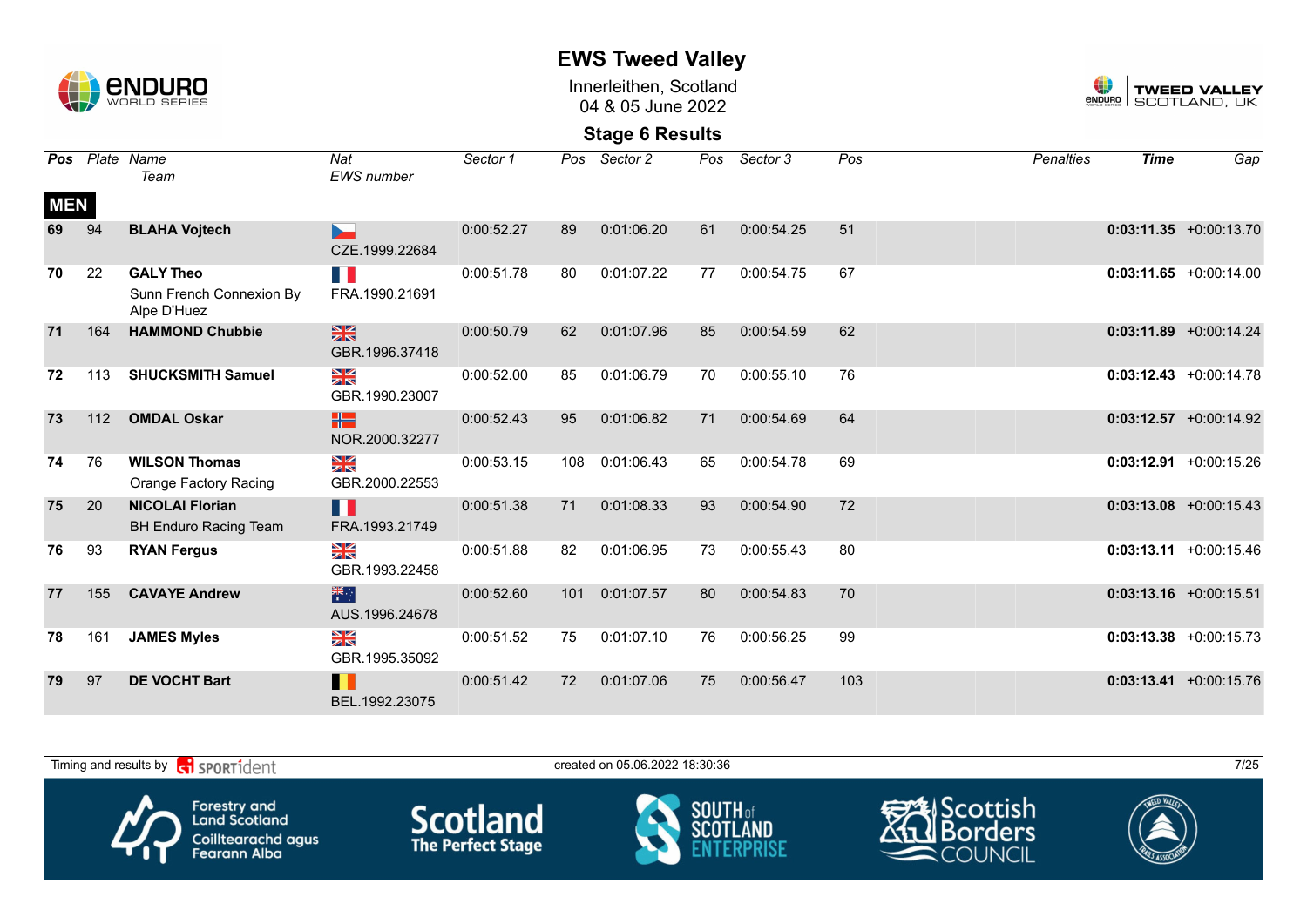# EWS Tweed Valley

Innerleithen, Scotland
04 & 05 June 2022

## Stage 6 Results

| Pos | Plate | Name / Team | Nat / EWS number | Sector 1 | Pos | Sector 2 | Pos | Sector 3 | Pos | Penalties | Time | Gap |
|---|---|---|---|---|---|---|---|---|---|---|---|---|
| **MEN** | | | | | | | | | | | | |
| 69 | 94 | **BLAHA Vojtech** | CZE.1999.22684 | 0:00:52.27 | 89 | 0:01:06.20 | 61 | 0:00:54.25 | 51 | | **0:03:11.35** | +0:00:13.70 |
| 70 | 22 | **GALY Theo** Sunn French Connexion By Alpe D'Huez | FRA.1990.21691 | 0:00:51.78 | 80 | 0:01:07.22 | 77 | 0:00:54.75 | 67 | | **0:03:11.65** | +0:00:14.00 |
| 71 | 164 | **HAMMOND Chubbie** | GBR.1996.37418 | 0:00:50.79 | 62 | 0:01:07.96 | 85 | 0:00:54.59 | 62 | | **0:03:11.89** | +0:00:14.24 |
| 72 | 113 | **SHUCKSMITH Samuel** | GBR.1990.23007 | 0:00:52.00 | 85 | 0:01:06.79 | 70 | 0:00:55.10 | 76 | | **0:03:12.43** | +0:00:14.78 |
| 73 | 112 | **OMDAL Oskar** | NOR.2000.32277 | 0:00:52.43 | 95 | 0:01:06.82 | 71 | 0:00:54.69 | 64 | | **0:03:12.57** | +0:00:14.92 |
| 74 | 76 | **WILSON Thomas** Orange Factory Racing | GBR.2000.22553 | 0:00:53.15 | 108 | 0:01:06.43 | 65 | 0:00:54.78 | 69 | | **0:03:12.91** | +0:00:15.26 |
| 75 | 20 | **NICOLAI Florian** BH Enduro Racing Team | FRA.1993.21749 | 0:00:51.38 | 71 | 0:01:08.33 | 93 | 0:00:54.90 | 72 | | **0:03:13.08** | +0:00:15.43 |
| 76 | 93 | **RYAN Fergus** | GBR.1993.22458 | 0:00:51.88 | 82 | 0:01:06.95 | 73 | 0:00:55.43 | 80 | | **0:03:13.11** | +0:00:15.46 |
| 77 | 155 | **CAVAYE Andrew** | AUS.1996.24678 | 0:00:52.60 | 101 | 0:01:07.57 | 80 | 0:00:54.83 | 70 | | **0:03:13.16** | +0:00:15.51 |
| 78 | 161 | **JAMES Myles** | GBR.1995.35092 | 0:00:51.52 | 75 | 0:01:07.10 | 76 | 0:00:56.25 | 99 | | **0:03:13.38** | +0:00:15.73 |
| 79 | 97 | **DE VOCHT Bart** | BEL.1992.23075 | 0:00:51.42 | 72 | 0:01:07.06 | 75 | 0:00:56.47 | 103 | | **0:03:13.41** | +0:00:15.76 |

Timing and results by SPORTident — created on 05.06.2022 18:30:36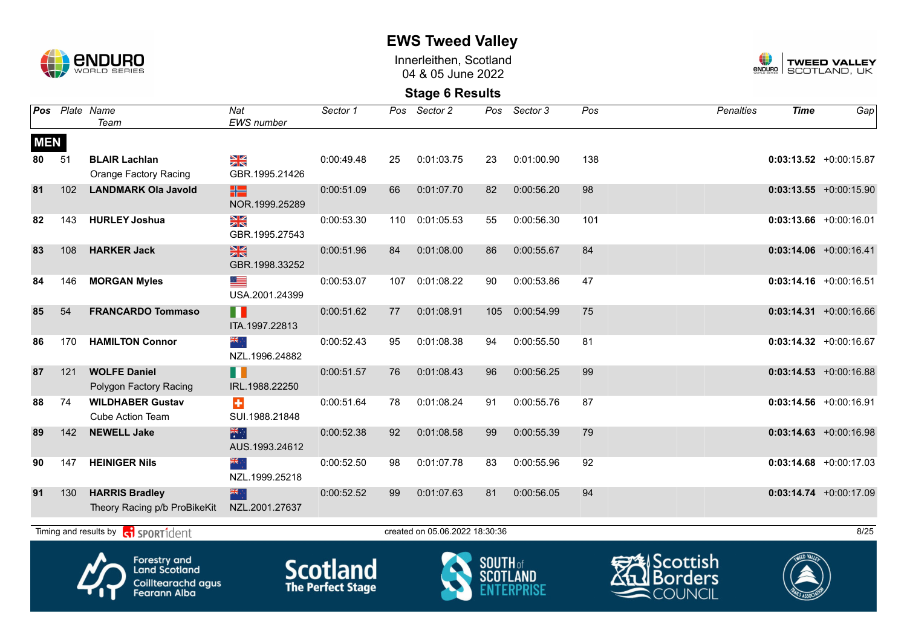# EWS Tweed Valley

Innerleithen, Scotland
04 & 05 June 2022

## Stage 6 Results

| Pos | Plate | Name / Team | Nat / EWS number | Sector 1 | Pos | Sector 2 | Pos | Sector 3 | Pos | Penalties | Time | Gap |
|---|---|---|---|---|---|---|---|---|---|---|---|---|
| **MEN** | | | | | | | | | | | | |
| 80 | 51 | **BLAIR Lachlan** Orange Factory Racing | GBR.1995.21426 | 0:00:49.48 | 25 | 0:01:03.75 | 23 | 0:01:00.90 | 138 | | **0:03:13.52** | +0:00:15.87 |
| 81 | 102 | **LANDMARK Ola Javold** | NOR.1999.25289 | 0:00:51.09 | 66 | 0:01:07.70 | 82 | 0:00:56.20 | 98 | | **0:03:13.55** | +0:00:15.90 |
| 82 | 143 | **HURLEY Joshua** | GBR.1995.27543 | 0:00:53.30 | 110 | 0:01:05.53 | 55 | 0:00:56.30 | 101 | | **0:03:13.66** | +0:00:16.01 |
| 83 | 108 | **HARKER Jack** | GBR.1998.33252 | 0:00:51.96 | 84 | 0:01:08.00 | 86 | 0:00:55.67 | 84 | | **0:03:14.06** | +0:00:16.41 |
| 84 | 146 | **MORGAN Myles** | USA.2001.24399 | 0:00:53.07 | 107 | 0:01:08.22 | 90 | 0:00:53.86 | 47 | | **0:03:14.16** | +0:00:16.51 |
| 85 | 54 | **FRANCARDO Tommaso** | ITA.1997.22813 | 0:00:51.62 | 77 | 0:01:08.91 | 105 | 0:00:54.99 | 75 | | **0:03:14.31** | +0:00:16.66 |
| 86 | 170 | **HAMILTON Connor** | NZL.1996.24882 | 0:00:52.43 | 95 | 0:01:08.38 | 94 | 0:00:55.50 | 81 | | **0:03:14.32** | +0:00:16.67 |
| 87 | 121 | **WOLFE Daniel** Polygon Factory Racing | IRL.1988.22250 | 0:00:51.57 | 76 | 0:01:08.43 | 96 | 0:00:56.25 | 99 | | **0:03:14.53** | +0:00:16.88 |
| 88 | 74 | **WILDHABER Gustav** Cube Action Team | SUI.1988.21848 | 0:00:51.64 | 78 | 0:01:08.24 | 91 | 0:00:55.76 | 87 | | **0:03:14.56** | +0:00:16.91 |
| 89 | 142 | **NEWELL Jake** | AUS.1993.24612 | 0:00:52.38 | 92 | 0:01:08.58 | 99 | 0:00:55.39 | 79 | | **0:03:14.63** | +0:00:16.98 |
| 90 | 147 | **HEINIGER Nils** | NZL.1999.25218 | 0:00:52.50 | 98 | 0:01:07.78 | 83 | 0:00:55.96 | 92 | | **0:03:14.68** | +0:00:17.03 |
| 91 | 130 | **HARRIS Bradley** Theory Racing p/b ProBikeKit | NZL.2001.27637 | 0:00:52.52 | 99 | 0:01:07.63 | 81 | 0:00:56.05 | 94 | | **0:03:14.74** | +0:00:17.09 |

Timing and results by SPORTident

created on 05.06.2022 18:30:36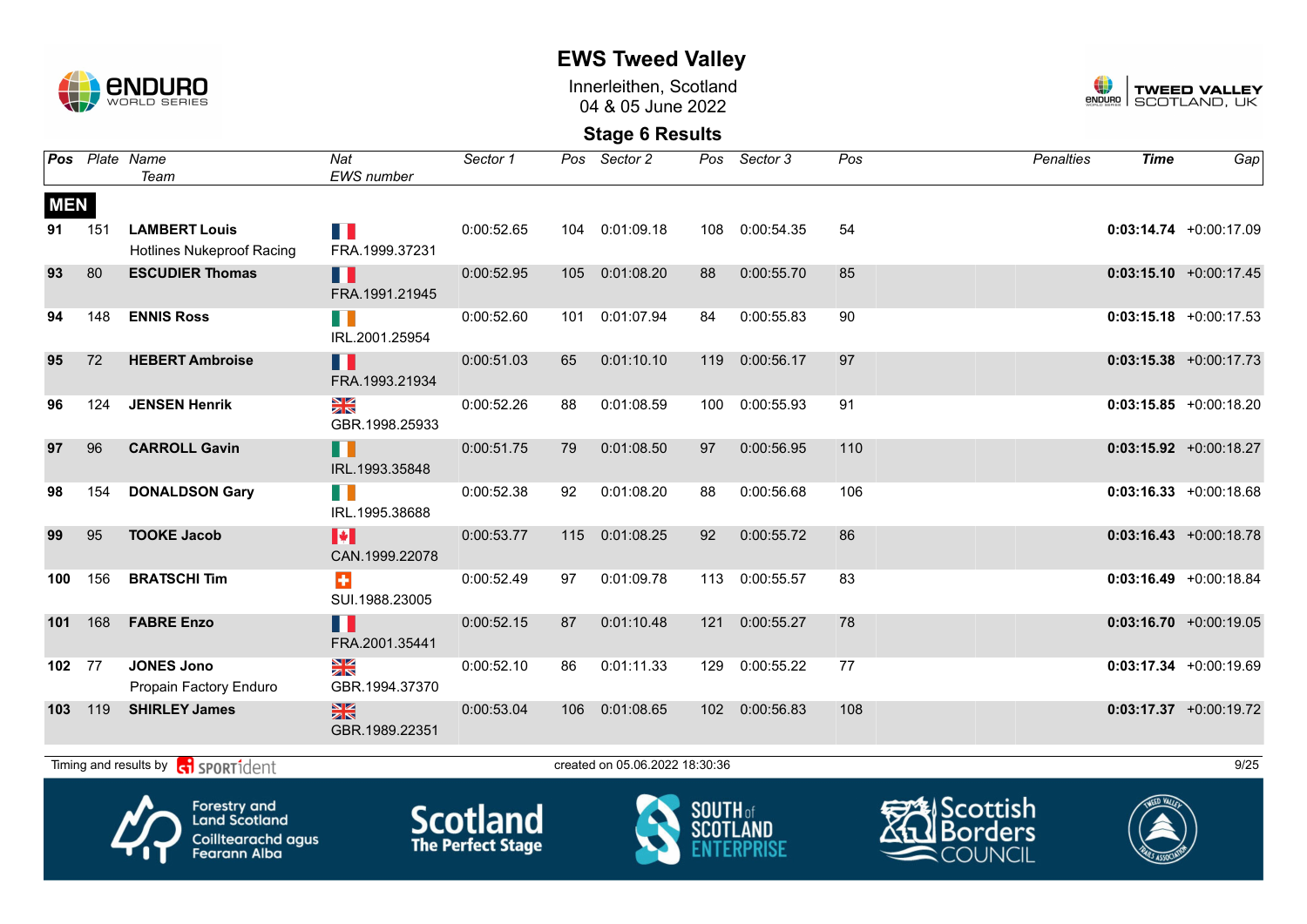# EWS Tweed Valley

Innerleithen, Scotland
04 & 05 June 2022

## Stage 6 Results

| Pos | Plate | Name / Team | Nat / EWS number | Sector 1 | Pos | Sector 2 | Pos | Sector 3 | Pos | Penalties | Time | Gap |
|---|---|---|---|---|---|---|---|---|---|---|---|---|
| **MEN** | | | | | | | | | | | | |
| 91 | 151 | **LAMBERT Louis** Hotlines Nukeproof Racing | FRA.1999.37231 | 0:00:52.65 | 104 | 0:01:09.18 | 108 | 0:00:54.35 | 54 | | **0:03:14.74** | +0:00:17.09 |
| 93 | 80 | **ESCUDIER Thomas** | FRA.1991.21945 | 0:00:52.95 | 105 | 0:01:08.20 | 88 | 0:00:55.70 | 85 | | **0:03:15.10** | +0:00:17.45 |
| 94 | 148 | **ENNIS Ross** | IRL.2001.25954 | 0:00:52.60 | 101 | 0:01:07.94 | 84 | 0:00:55.83 | 90 | | **0:03:15.18** | +0:00:17.53 |
| 95 | 72 | **HEBERT Ambroise** | FRA.1993.21934 | 0:00:51.03 | 65 | 0:01:10.10 | 119 | 0:00:56.17 | 97 | | **0:03:15.38** | +0:00:17.73 |
| 96 | 124 | **JENSEN Henrik** | GBR.1998.25933 | 0:00:52.26 | 88 | 0:01:08.59 | 100 | 0:00:55.93 | 91 | | **0:03:15.85** | +0:00:18.20 |
| 97 | 96 | **CARROLL Gavin** | IRL.1993.35848 | 0:00:51.75 | 79 | 0:01:08.50 | 97 | 0:00:56.95 | 110 | | **0:03:15.92** | +0:00:18.27 |
| 98 | 154 | **DONALDSON Gary** | IRL.1995.38688 | 0:00:52.38 | 92 | 0:01:08.20 | 88 | 0:00:56.68 | 106 | | **0:03:16.33** | +0:00:18.68 |
| 99 | 95 | **TOOKE Jacob** | CAN.1999.22078 | 0:00:53.77 | 115 | 0:01:08.25 | 92 | 0:00:55.72 | 86 | | **0:03:16.43** | +0:00:18.78 |
| 100 | 156 | **BRATSCHI Tim** | SUI.1988.23005 | 0:00:52.49 | 97 | 0:01:09.78 | 113 | 0:00:55.57 | 83 | | **0:03:16.49** | +0:00:18.84 |
| 101 | 168 | **FABRE Enzo** | FRA.2001.35441 | 0:00:52.15 | 87 | 0:01:10.48 | 121 | 0:00:55.27 | 78 | | **0:03:16.70** | +0:00:19.05 |
| 102 | 77 | **JONES Jono** Propain Factory Enduro | GBR.1994.37370 | 0:00:52.10 | 86 | 0:01:11.33 | 129 | 0:00:55.22 | 77 | | **0:03:17.34** | +0:00:19.69 |
| 103 | 119 | **SHIRLEY James** | GBR.1989.22351 | 0:00:53.04 | 106 | 0:01:08.65 | 102 | 0:00:56.83 | 108 | | **0:03:17.37** | +0:00:19.72 |

Timing and results by SPORTident — created on 05.06.2022 18:30:36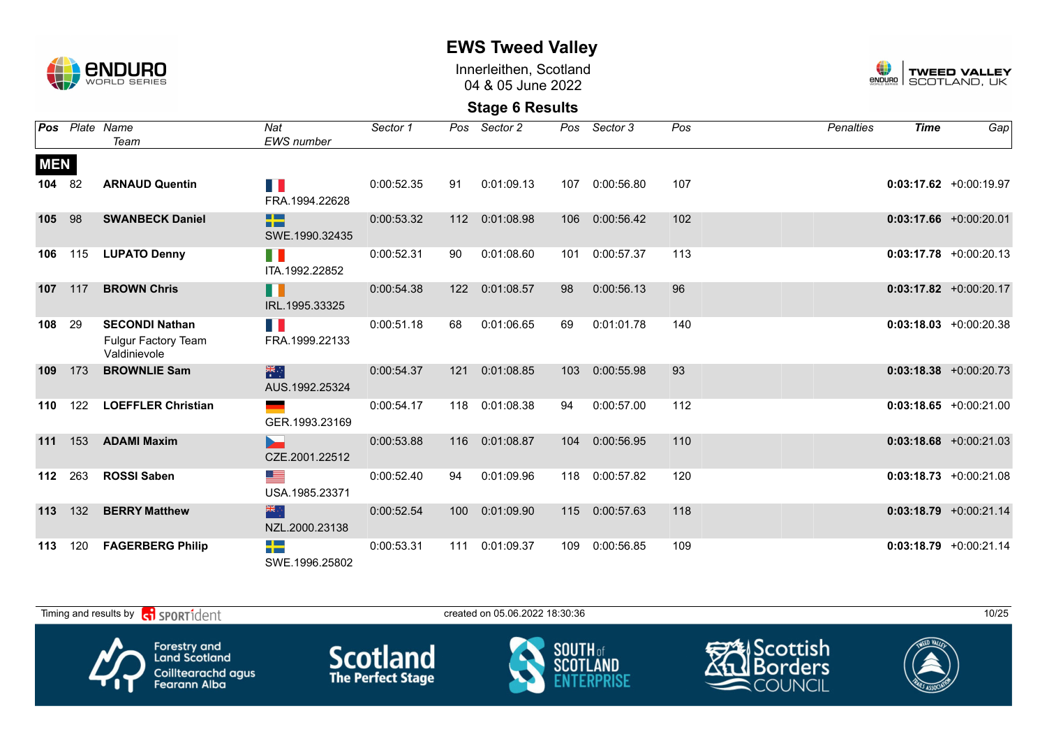# EWS Tweed Valley

Innerleithen, Scotland
04 & 05 June 2022

## Stage 6 Results

| Pos | Plate | Name / Team | Nat / EWS number | Sector 1 | Pos | Sector 2 | Pos | Sector 3 | Pos | Penalties | Time | Gap |
|---|---|---|---|---|---|---|---|---|---|---|---|---|
| **MEN** | | | | | | | | | | | | |
| 104 | 82 | **ARNAUD Quentin** | FRA.1994.22628 | 0:00:52.35 | 91 | 0:01:09.13 | 107 | 0:00:56.80 | 107 | | **0:03:17.62** | +0:00:19.97 |
| 105 | 98 | **SWANBECK Daniel** | SWE.1990.32435 | 0:00:53.32 | 112 | 0:01:08.98 | 106 | 0:00:56.42 | 102 | | **0:03:17.66** | +0:00:20.01 |
| 106 | 115 | **LUPATO Denny** | ITA.1992.22852 | 0:00:52.31 | 90 | 0:01:08.60 | 101 | 0:00:57.37 | 113 | | **0:03:17.78** | +0:00:20.13 |
| 107 | 117 | **BROWN Chris** | IRL.1995.33325 | 0:00:54.38 | 122 | 0:01:08.57 | 98 | 0:00:56.13 | 96 | | **0:03:17.82** | +0:00:20.17 |
| 108 | 29 | **SECONDI Nathan** Fulgur Factory Team Valdinievole | FRA.1999.22133 | 0:00:51.18 | 68 | 0:01:06.65 | 69 | 0:01:01.78 | 140 | | **0:03:18.03** | +0:00:20.38 |
| 109 | 173 | **BROWNLIE Sam** | AUS.1992.25324 | 0:00:54.37 | 121 | 0:01:08.85 | 103 | 0:00:55.98 | 93 | | **0:03:18.38** | +0:00:20.73 |
| 110 | 122 | **LOEFFLER Christian** | GER.1993.23169 | 0:00:54.17 | 118 | 0:01:08.38 | 94 | 0:00:57.00 | 112 | | **0:03:18.65** | +0:00:21.00 |
| 111 | 153 | **ADAMI Maxim** | CZE.2001.22512 | 0:00:53.88 | 116 | 0:01:08.87 | 104 | 0:00:56.95 | 110 | | **0:03:18.68** | +0:00:21.03 |
| 112 | 263 | **ROSSI Saben** | USA.1985.23371 | 0:00:52.40 | 94 | 0:01:09.96 | 118 | 0:00:57.82 | 120 | | **0:03:18.73** | +0:00:21.08 |
| 113 | 132 | **BERRY Matthew** | NZL.2000.23138 | 0:00:52.54 | 100 | 0:01:09.90 | 115 | 0:00:57.63 | 118 | | **0:03:18.79** | +0:00:21.14 |
| 113 | 120 | **FAGERBERG Philip** | SWE.1996.25802 | 0:00:53.31 | 111 | 0:01:09.37 | 109 | 0:00:56.85 | 109 | | **0:03:18.79** | +0:00:21.14 |

Timing and results by SPORTident — created on 05.06.2022 18:30:36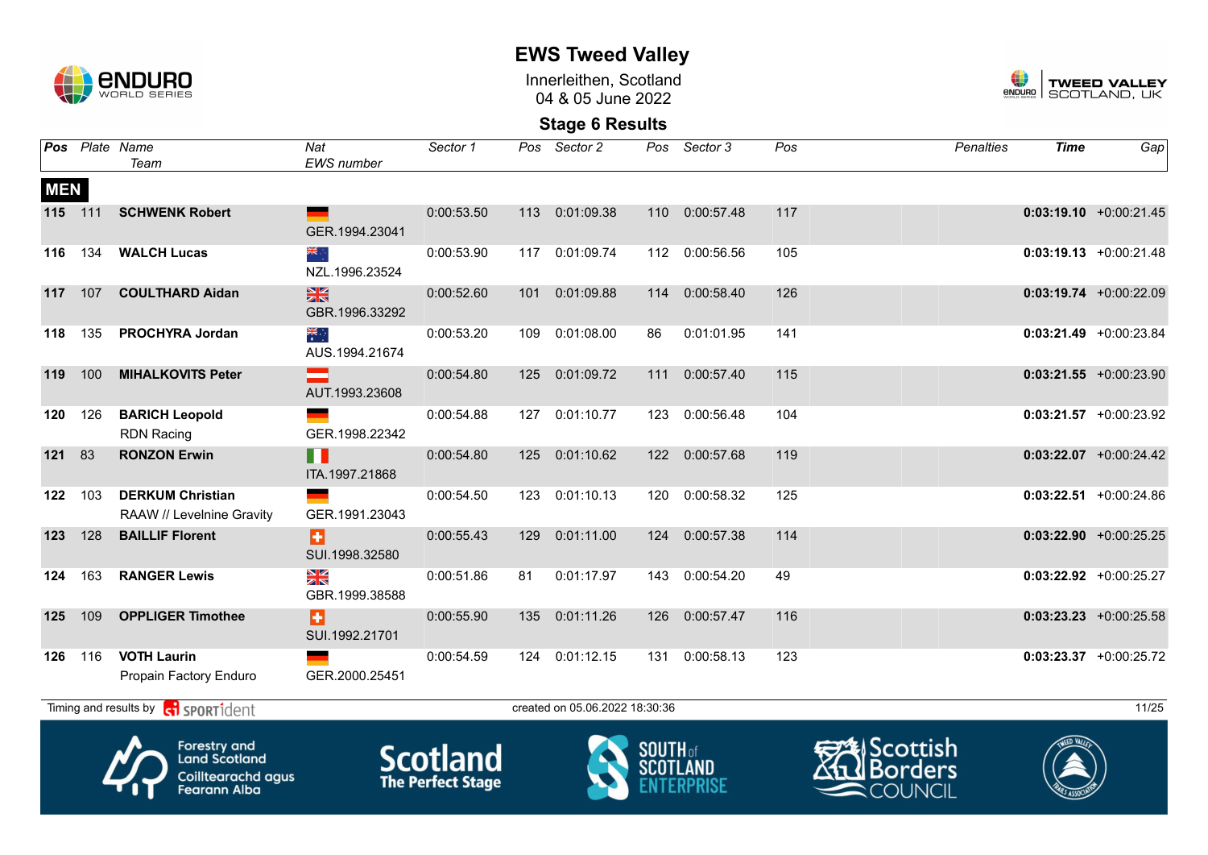# EWS Tweed Valley

Innerleithen, Scotland
04 & 05 June 2022

## Stage 6 Results

**MEN**

| Pos | Plate | Name / Team | Nat / EWS number | Sector 1 | Pos | Sector 2 | Pos | Sector 3 | Pos | Penalties | Time | Gap |
|---|---|---|---|---|---|---|---|---|---|---|---|---|
| **115** | 111 | **SCHWENK Robert** | GER.1994.23041 | 0:00:53.50 | 113 | 0:01:09.38 | 110 | 0:00:57.48 | 117 | | **0:03:19.10** | +0:00:21.45 |
| **116** | 134 | **WALCH Lucas** | NZL.1996.23524 | 0:00:53.90 | 117 | 0:01:09.74 | 112 | 0:00:56.56 | 105 | | **0:03:19.13** | +0:00:21.48 |
| **117** | 107 | **COULTHARD Aidan** | GBR.1996.33292 | 0:00:52.60 | 101 | 0:01:09.88 | 114 | 0:00:58.40 | 126 | | **0:03:19.74** | +0:00:22.09 |
| **118** | 135 | **PROCHYRA Jordan** | AUS.1994.21674 | 0:00:53.20 | 109 | 0:01:08.00 | 86 | 0:01:01.95 | 141 | | **0:03:21.49** | +0:00:23.84 |
| **119** | 100 | **MIHALKOVITS Peter** | AUT.1993.23608 | 0:00:54.80 | 125 | 0:01:09.72 | 111 | 0:00:57.40 | 115 | | **0:03:21.55** | +0:00:23.90 |
| **120** | 126 | **BARICH Leopold** / RDN Racing | GER.1998.22342 | 0:00:54.88 | 127 | 0:01:10.77 | 123 | 0:00:56.48 | 104 | | **0:03:21.57** | +0:00:23.92 |
| **121** | 83 | **RONZON Erwin** | ITA.1997.21868 | 0:00:54.80 | 125 | 0:01:10.62 | 122 | 0:00:57.68 | 119 | | **0:03:22.07** | +0:00:24.42 |
| **122** | 103 | **DERKUM Christian** / RAAW // Levelnine Gravity | GER.1991.23043 | 0:00:54.50 | 123 | 0:01:10.13 | 120 | 0:00:58.32 | 125 | | **0:03:22.51** | +0:00:24.86 |
| **123** | 128 | **BAILLIF Florent** | SUI.1998.32580 | 0:00:55.43 | 129 | 0:01:11.00 | 124 | 0:00:57.38 | 114 | | **0:03:22.90** | +0:00:25.25 |
| **124** | 163 | **RANGER Lewis** | GBR.1999.38588 | 0:00:51.86 | 81 | 0:01:17.97 | 143 | 0:00:54.20 | 49 | | **0:03:22.92** | +0:00:25.27 |
| **125** | 109 | **OPPLIGER Timothee** | SUI.1992.21701 | 0:00:55.90 | 135 | 0:01:11.26 | 126 | 0:00:57.47 | 116 | | **0:03:23.23** | +0:00:25.58 |
| **126** | 116 | **VOTH Laurin** / Propain Factory Enduro | GER.2000.25451 | 0:00:54.59 | 124 | 0:01:12.15 | 131 | 0:00:58.13 | 123 | | **0:03:23.37** | +0:00:25.72 |

Timing and results by SPORTident — created on 05.06.2022 18:30:36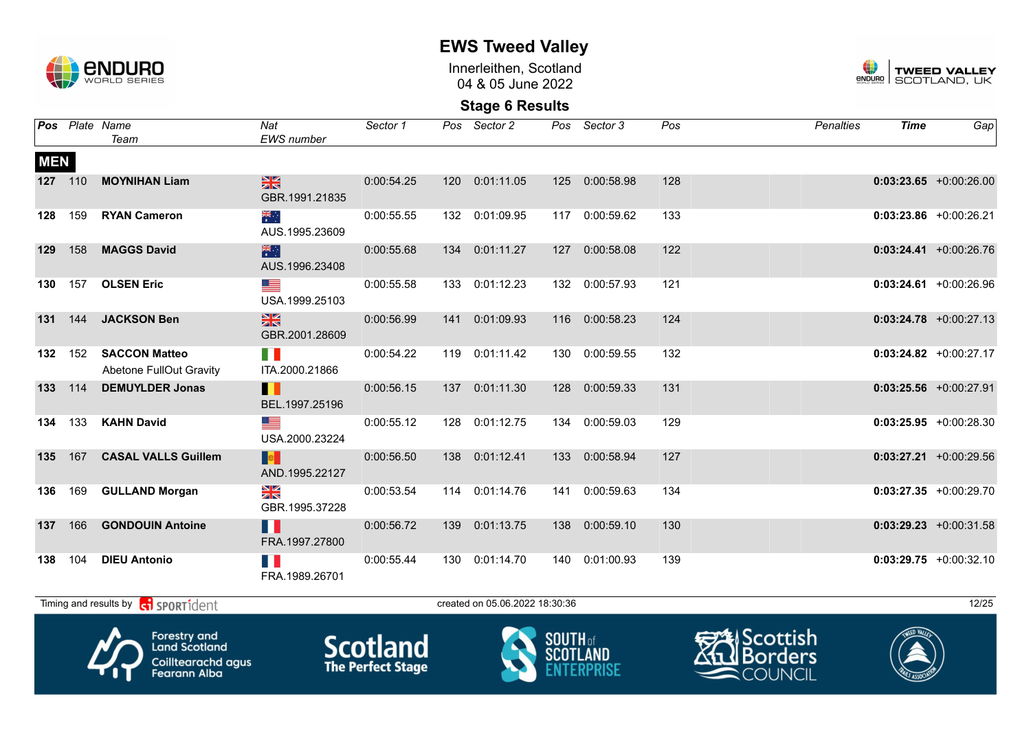# EWS Tweed Valley

Innerleithen, Scotland
04 & 05 June 2022

## Stage 6 Results

| Pos | Plate | Name / Team | Nat / EWS number | Sector 1 | Pos | Sector 2 | Pos | Sector 3 | Pos | Penalties | Time | Gap |
|---|---|---|---|---|---|---|---|---|---|---|---|---|
| **MEN** | | | | | | | | | | | | |
| **127** | 110 | **MOYNIHAN Liam** | GBR.1991.21835 | 0:00:54.25 | 120 | 0:01:11.05 | 125 | 0:00:58.98 | 128 | | **0:03:23.65** | +0:00:26.00 |
| **128** | 159 | **RYAN Cameron** | AUS.1995.23609 | 0:00:55.55 | 132 | 0:01:09.95 | 117 | 0:00:59.62 | 133 | | **0:03:23.86** | +0:00:26.21 |
| **129** | 158 | **MAGGS David** | AUS.1996.23408 | 0:00:55.68 | 134 | 0:01:11.27 | 127 | 0:00:58.08 | 122 | | **0:03:24.41** | +0:00:26.76 |
| **130** | 157 | **OLSEN Eric** | USA.1999.25103 | 0:00:55.58 | 133 | 0:01:12.23 | 132 | 0:00:57.93 | 121 | | **0:03:24.61** | +0:00:26.96 |
| **131** | 144 | **JACKSON Ben** | GBR.2001.28609 | 0:00:56.99 | 141 | 0:01:09.93 | 116 | 0:00:58.23 | 124 | | **0:03:24.78** | +0:00:27.13 |
| **132** | 152 | **SACCON Matteo** Abetone FullOut Gravity | ITA.2000.21866 | 0:00:54.22 | 119 | 0:01:11.42 | 130 | 0:00:59.55 | 132 | | **0:03:24.82** | +0:00:27.17 |
| **133** | 114 | **DEMUYLDER Jonas** | BEL.1997.25196 | 0:00:56.15 | 137 | 0:01:11.30 | 128 | 0:00:59.33 | 131 | | **0:03:25.56** | +0:00:27.91 |
| **134** | 133 | **KAHN David** | USA.2000.23224 | 0:00:55.12 | 128 | 0:01:12.75 | 134 | 0:00:59.03 | 129 | | **0:03:25.95** | +0:00:28.30 |
| **135** | 167 | **CASAL VALLS Guillem** | AND.1995.22127 | 0:00:56.50 | 138 | 0:01:12.41 | 133 | 0:00:58.94 | 127 | | **0:03:27.21** | +0:00:29.56 |
| **136** | 169 | **GULLAND Morgan** | GBR.1995.37228 | 0:00:53.54 | 114 | 0:01:14.76 | 141 | 0:00:59.63 | 134 | | **0:03:27.35** | +0:00:29.70 |
| **137** | 166 | **GONDOUIN Antoine** | FRA.1997.27800 | 0:00:56.72 | 139 | 0:01:13.75 | 138 | 0:00:59.10 | 130 | | **0:03:29.23** | +0:00:31.58 |
| **138** | 104 | **DIEU Antonio** | FRA.1989.26701 | 0:00:55.44 | 130 | 0:01:14.70 | 140 | 0:01:00.93 | 139 | | **0:03:29.75** | +0:00:32.10 |

Timing and results by SPORTident — created on 05.06.2022 18:30:36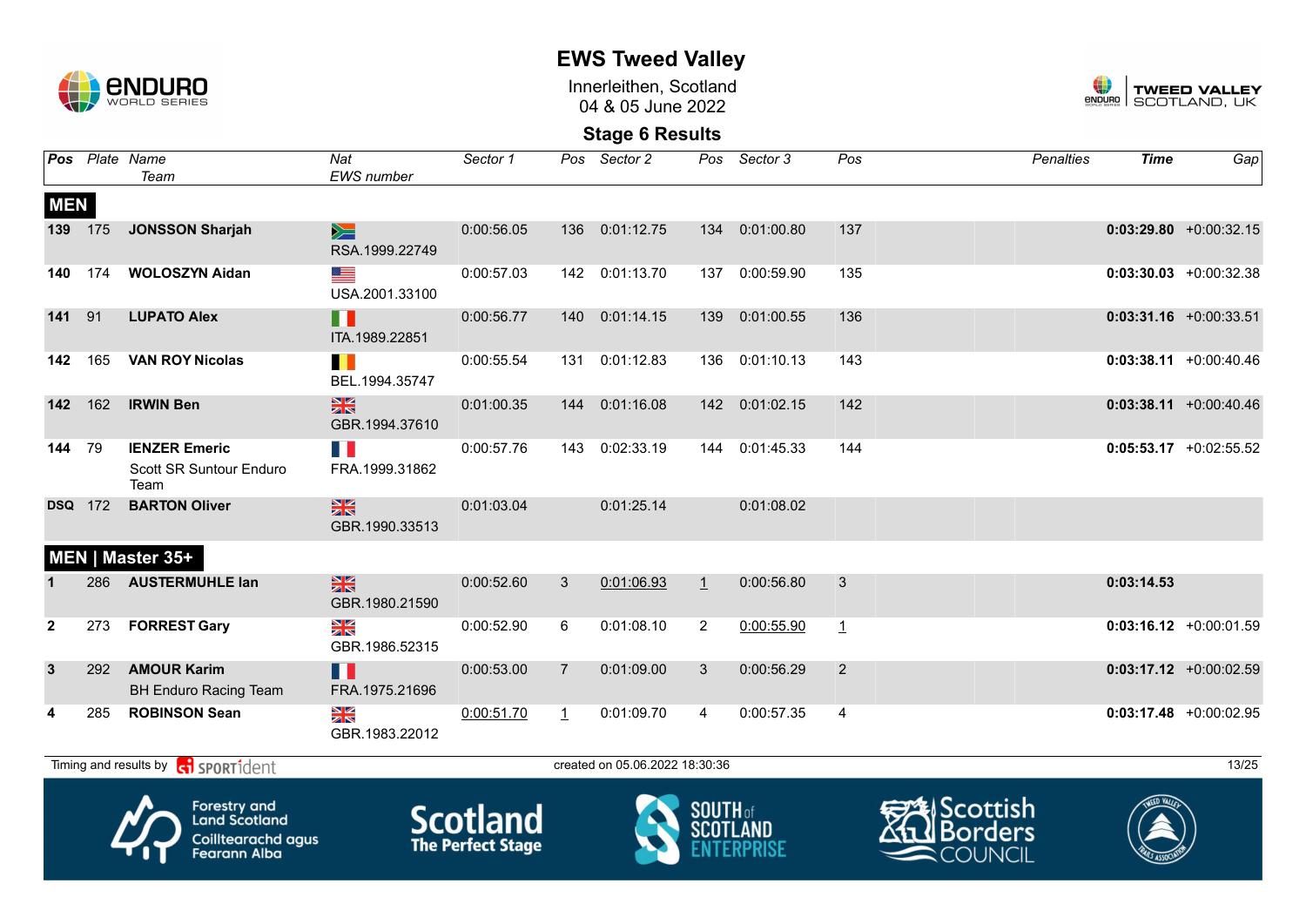# EWS Tweed Valley

Innerleithen, Scotland
04 & 05 June 2022

## Stage 6 Results

| Pos | Plate | Name / Team | Nat / EWS number | Sector 1 | Pos | Sector 2 | Pos | Sector 3 | Pos | Penalties | Time | Gap |
|---|---|---|---|---|---|---|---|---|---|---|---|---|
| **MEN** | | | | | | | | | | | | |
| **139** | 175 | **JONSSON Sharjah** | RSA.1999.22749 | 0:00:56.05 | 136 | 0:01:12.75 | 134 | 0:01:00.80 | 137 | | **0:03:29.80** | +0:00:32.15 |
| **140** | 174 | **WOLOSZYN Aidan** | USA.2001.33100 | 0:00:57.03 | 142 | 0:01:13.70 | 137 | 0:00:59.90 | 135 | | **0:03:30.03** | +0:00:32.38 |
| **141** | 91 | **LUPATO Alex** | ITA.1989.22851 | 0:00:56.77 | 140 | 0:01:14.15 | 139 | 0:01:00.55 | 136 | | **0:03:31.16** | +0:00:33.51 |
| **142** | 165 | **VAN ROY Nicolas** | BEL.1994.35747 | 0:00:55.54 | 131 | 0:01:12.83 | 136 | 0:01:10.13 | 143 | | **0:03:38.11** | +0:00:40.46 |
| **142** | 162 | **IRWIN Ben** | GBR.1994.37610 | 0:01:00.35 | 144 | 0:01:16.08 | 142 | 0:01:02.15 | 142 | | **0:03:38.11** | +0:00:40.46 |
| **144** | 79 | **IENZER Emeric** Scott SR Suntour Enduro Team | FRA.1999.31862 | 0:00:57.76 | 143 | 0:02:33.19 | 144 | 0:01:45.33 | 144 | | **0:05:53.17** | +0:02:55.52 |
| **DSQ** | 172 | **BARTON Oliver** | GBR.1990.33513 | 0:01:03.04 | | 0:01:25.14 | | 0:01:08.02 | | | | |
| **MEN \| Master 35+** | | | | | | | | | | | | |
| **1** | 286 | **AUSTERMUHLE Ian** | GBR.1980.21590 | 0:00:52.60 | 3 | 0:01:06.93 | 1 | 0:00:56.80 | 3 | | **0:03:14.53** | |
| **2** | 273 | **FORREST Gary** | GBR.1986.52315 | 0:00:52.90 | 6 | 0:01:08.10 | 2 | 0:00:55.90 | 1 | | **0:03:16.12** | +0:00:01.59 |
| **3** | 292 | **AMOUR Karim** BH Enduro Racing Team | FRA.1975.21696 | 0:00:53.00 | 7 | 0:01:09.00 | 3 | 0:00:56.29 | 2 | | **0:03:17.12** | +0:00:02.59 |
| **4** | 285 | **ROBINSON Sean** | GBR.1983.22012 | 0:00:51.70 | 1 | 0:01:09.70 | 4 | 0:00:57.35 | 4 | | **0:03:17.48** | +0:00:02.95 |

Timing and results by SPORTident

created on 05.06.2022 18:30:36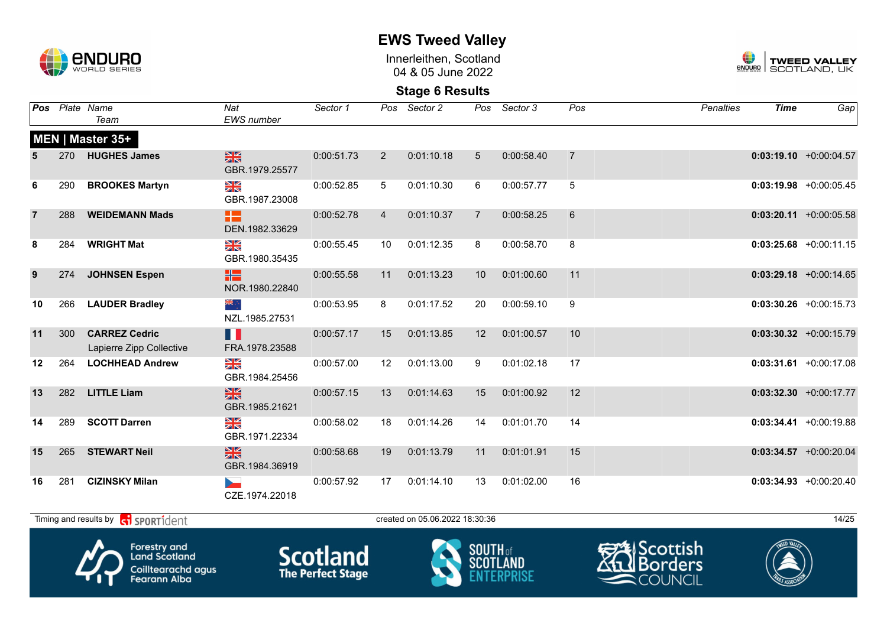# EWS Tweed Valley

Innerleithen, Scotland
04 & 05 June 2022

## Stage 6 Results

| Pos | Plate | Name / Team | Nat / EWS number | Sector 1 | Pos | Sector 2 | Pos | Sector 3 | Pos | Penalties | Time | Gap |
|---|---|---|---|---|---|---|---|---|---|---|---|---|
| **MEN \| Master 35+** | | | | | | | | | | | | |
| 5 | 270 | **HUGHES James** | GBR.1979.25577 | 0:00:51.73 | 2 | 0:01:10.18 | 5 | 0:00:58.40 | 7 | | **0:03:19.10** | +0:00:04.57 |
| 6 | 290 | **BROOKES Martyn** | GBR.1987.23008 | 0:00:52.85 | 5 | 0:01:10.30 | 6 | 0:00:57.77 | 5 | | **0:03:19.98** | +0:00:05.45 |
| 7 | 288 | **WEIDEMANN Mads** | DEN.1982.33629 | 0:00:52.78 | 4 | 0:01:10.37 | 7 | 0:00:58.25 | 6 | | **0:03:20.11** | +0:00:05.58 |
| 8 | 284 | **WRIGHT Mat** | GBR.1980.35435 | 0:00:55.45 | 10 | 0:01:12.35 | 8 | 0:00:58.70 | 8 | | **0:03:25.68** | +0:00:11.15 |
| 9 | 274 | **JOHNSEN Espen** | NOR.1980.22840 | 0:00:55.58 | 11 | 0:01:13.23 | 10 | 0:01:00.60 | 11 | | **0:03:29.18** | +0:00:14.65 |
| 10 | 266 | **LAUDER Bradley** | NZL.1985.27531 | 0:00:53.95 | 8 | 0:01:17.52 | 20 | 0:00:59.10 | 9 | | **0:03:30.26** | +0:00:15.73 |
| 11 | 300 | **CARREZ Cedric** Lapierre Zipp Collective | FRA.1978.23588 | 0:00:57.17 | 15 | 0:01:13.85 | 12 | 0:01:00.57 | 10 | | **0:03:30.32** | +0:00:15.79 |
| 12 | 264 | **LOCHHEAD Andrew** | GBR.1984.25456 | 0:00:57.00 | 12 | 0:01:13.00 | 9 | 0:01:02.18 | 17 | | **0:03:31.61** | +0:00:17.08 |
| 13 | 282 | **LITTLE Liam** | GBR.1985.21621 | 0:00:57.15 | 13 | 0:01:14.63 | 15 | 0:01:00.92 | 12 | | **0:03:32.30** | +0:00:17.77 |
| 14 | 289 | **SCOTT Darren** | GBR.1971.22334 | 0:00:58.02 | 18 | 0:01:14.26 | 14 | 0:01:01.70 | 14 | | **0:03:34.41** | +0:00:19.88 |
| 15 | 265 | **STEWART Neil** | GBR.1984.36919 | 0:00:58.68 | 19 | 0:01:13.79 | 11 | 0:01:01.91 | 15 | | **0:03:34.57** | +0:00:20.04 |
| 16 | 281 | **CIZINSKY Milan** | CZE.1974.22018 | 0:00:57.92 | 17 | 0:01:14.10 | 13 | 0:01:02.00 | 16 | | **0:03:34.93** | +0:00:20.40 |

Timing and results by SPORTident — created on 05.06.2022 18:30:36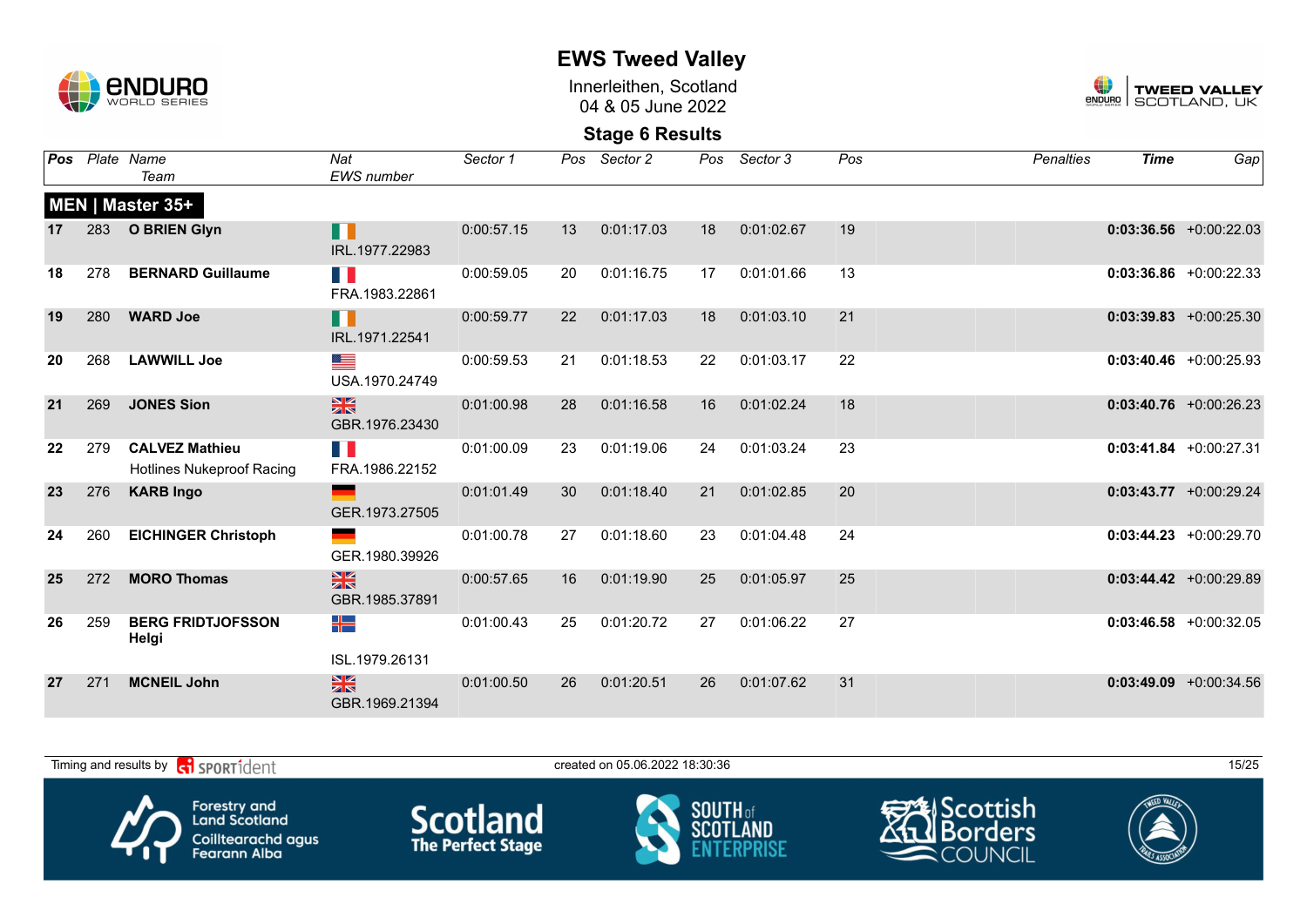# EWS Tweed Valley

Innerleithen, Scotland
04 & 05 June 2022

## Stage 6 Results

| Pos | Plate | Name / Team | Nat / EWS number | Sector 1 | Pos | Sector 2 | Pos | Sector 3 | Pos | Penalties | Time | Gap |
|---|---|---|---|---|---|---|---|---|---|---|---|---|
| **MEN \| Master 35+** | | | | | | | | | | | | |
| 17 | 283 | **O BRIEN Glyn** | IRL.1977.22983 | 0:00:57.15 | 13 | 0:01:17.03 | 18 | 0:01:02.67 | 19 | | **0:03:36.56** | +0:00:22.03 |
| 18 | 278 | **BERNARD Guillaume** | FRA.1983.22861 | 0:00:59.05 | 20 | 0:01:16.75 | 17 | 0:01:01.66 | 13 | | **0:03:36.86** | +0:00:22.33 |
| 19 | 280 | **WARD Joe** | IRL.1971.22541 | 0:00:59.77 | 22 | 0:01:17.03 | 18 | 0:01:03.10 | 21 | | **0:03:39.83** | +0:00:25.30 |
| 20 | 268 | **LAWWILL Joe** | USA.1970.24749 | 0:00:59.53 | 21 | 0:01:18.53 | 22 | 0:01:03.17 | 22 | | **0:03:40.46** | +0:00:25.93 |
| 21 | 269 | **JONES Sion** | GBR.1976.23430 | 0:01:00.98 | 28 | 0:01:16.58 | 16 | 0:01:02.24 | 18 | | **0:03:40.76** | +0:00:26.23 |
| 22 | 279 | **CALVEZ Mathieu** Hotlines Nukeproof Racing | FRA.1986.22152 | 0:01:00.09 | 23 | 0:01:19.06 | 24 | 0:01:03.24 | 23 | | **0:03:41.84** | +0:00:27.31 |
| 23 | 276 | **KARB Ingo** | GER.1973.27505 | 0:01:01.49 | 30 | 0:01:18.40 | 21 | 0:01:02.85 | 20 | | **0:03:43.77** | +0:00:29.24 |
| 24 | 260 | **EICHINGER Christoph** | GER.1980.39926 | 0:01:00.78 | 27 | 0:01:18.60 | 23 | 0:01:04.48 | 24 | | **0:03:44.23** | +0:00:29.70 |
| 25 | 272 | **MORO Thomas** | GBR.1985.37891 | 0:00:57.65 | 16 | 0:01:19.90 | 25 | 0:01:05.97 | 25 | | **0:03:44.42** | +0:00:29.89 |
| 26 | 259 | **BERG FRIDTJOFSSON Helgi** | ISL.1979.26131 | 0:01:00.43 | 25 | 0:01:20.72 | 27 | 0:01:06.22 | 27 | | **0:03:46.58** | +0:00:32.05 |
| 27 | 271 | **MCNEIL John** | GBR.1969.21394 | 0:01:00.50 | 26 | 0:01:20.51 | 26 | 0:01:07.62 | 31 | | **0:03:49.09** | +0:00:34.56 |

Timing and results by SPORTident — created on 05.06.2022 18:30:36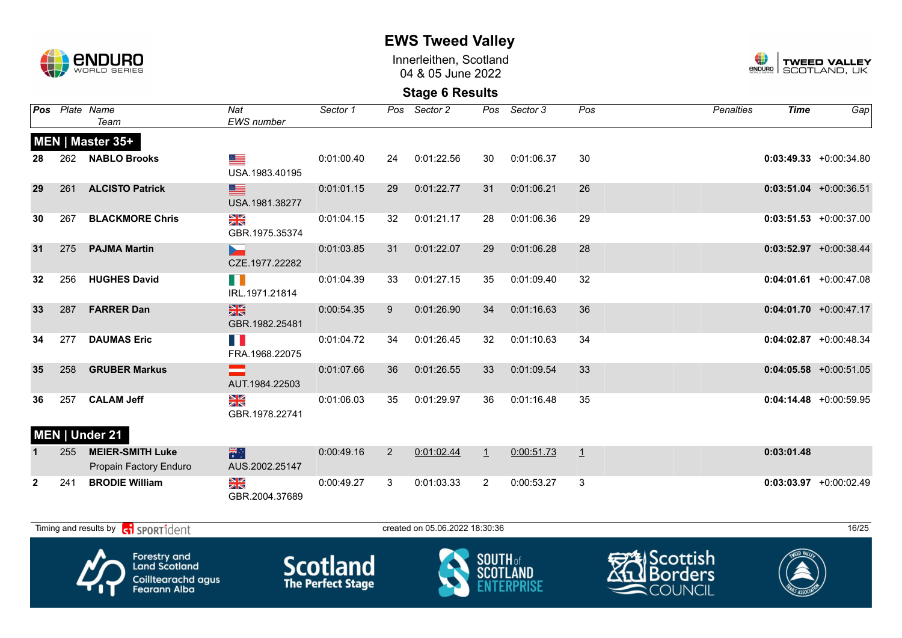# EWS Tweed Valley

Innerleithen, Scotland
04 & 05 June 2022

## Stage 6 Results

| Pos | Plate | Name / Team | Nat / EWS number | Sector 1 | Pos | Sector 2 | Pos | Sector 3 | Pos | Penalties | Time | Gap |
|---|---|---|---|---|---|---|---|---|---|---|---|---|
| **MEN \| Master 35+** | | | | | | | | | | | | |
| 28 | 262 | **NABLO Brooks** | USA.1983.40195 | 0:01:00.40 | 24 | 0:01:22.56 | 30 | 0:01:06.37 | 30 | | **0:03:49.33** | +0:00:34.80 |
| 29 | 261 | **ALCISTO Patrick** | USA.1981.38277 | 0:01:01.15 | 29 | 0:01:22.77 | 31 | 0:01:06.21 | 26 | | **0:03:51.04** | +0:00:36.51 |
| 30 | 267 | **BLACKMORE Chris** | GBR.1975.35374 | 0:01:04.15 | 32 | 0:01:21.17 | 28 | 0:01:06.36 | 29 | | **0:03:51.53** | +0:00:37.00 |
| 31 | 275 | **PAJMA Martin** | CZE.1977.22282 | 0:01:03.85 | 31 | 0:01:22.07 | 29 | 0:01:06.28 | 28 | | **0:03:52.97** | +0:00:38.44 |
| 32 | 256 | **HUGHES David** | IRL.1971.21814 | 0:01:04.39 | 33 | 0:01:27.15 | 35 | 0:01:09.40 | 32 | | **0:04:01.61** | +0:00:47.08 |
| 33 | 287 | **FARRER Dan** | GBR.1982.25481 | 0:00:54.35 | 9 | 0:01:26.90 | 34 | 0:01:16.63 | 36 | | **0:04:01.70** | +0:00:47.17 |
| 34 | 277 | **DAUMAS Eric** | FRA.1968.22075 | 0:01:04.72 | 34 | 0:01:26.45 | 32 | 0:01:10.63 | 34 | | **0:04:02.87** | +0:00:48.34 |
| 35 | 258 | **GRUBER Markus** | AUT.1984.22503 | 0:01:07.66 | 36 | 0:01:26.55 | 33 | 0:01:09.54 | 33 | | **0:04:05.58** | +0:00:51.05 |
| 36 | 257 | **CALAM Jeff** | GBR.1978.22741 | 0:01:06.03 | 35 | 0:01:29.97 | 36 | 0:01:16.48 | 35 | | **0:04:14.48** | +0:00:59.95 |
| **MEN \| Under 21** | | | | | | | | | | | | |
| 1 | 255 | **MEIER-SMITH Luke** Propain Factory Enduro | AUS.2002.25147 | 0:00:49.16 | 2 | 0:01:02.44 | 1 | 0:00:51.73 | 1 | | **0:03:01.48** | |
| 2 | 241 | **BRODIE William** | GBR.2004.37689 | 0:00:49.27 | 3 | 0:01:03.33 | 2 | 0:00:53.27 | 3 | | **0:03:03.97** | +0:00:02.49 |

Timing and results by SPORTident — created on 05.06.2022 18:30:36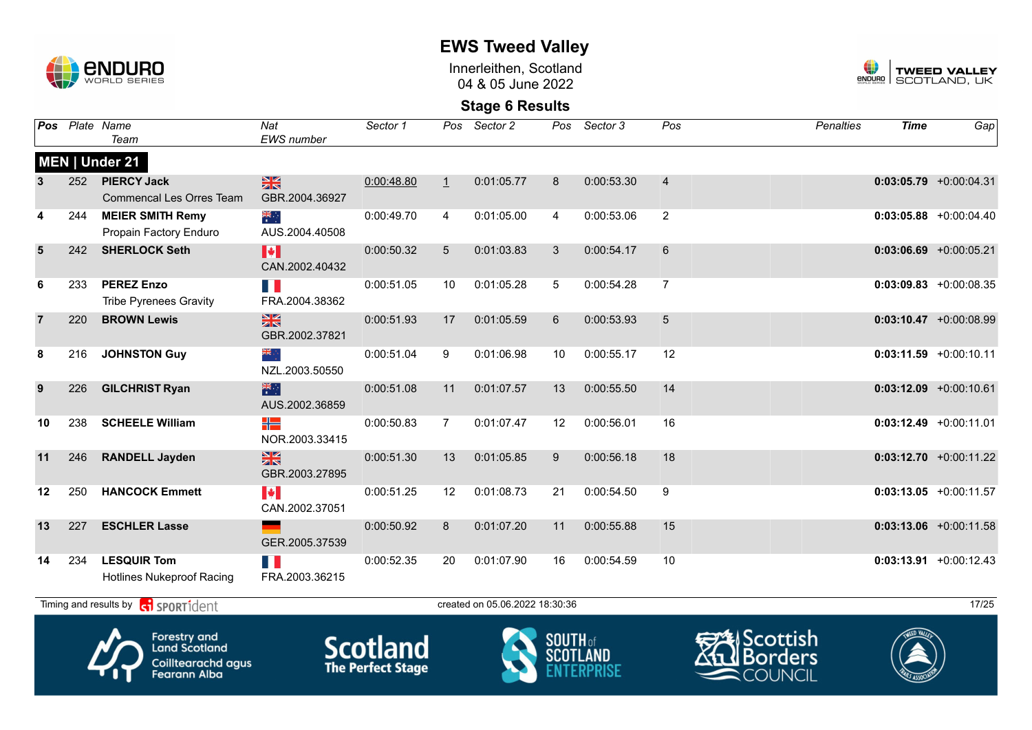# EWS Tweed Valley

Innerleithen, Scotland
04 & 05 June 2022

## Stage 6 Results

| Pos | Plate | Name / Team | Nat / EWS number | Sector 1 | Pos | Sector 2 | Pos | Sector 3 | Pos | Penalties | Time | Gap |
|---|---|---|---|---|---|---|---|---|---|---|---|---|
| **MEN \| Under 21** | | | | | | | | | | | | |
| 3 | 252 | **PIERCY Jack** Commencal Les Orres Team | GBR.2004.36927 | 0:00:48.80 | 1 | 0:01:05.77 | 8 | 0:00:53.30 | 4 | | **0:03:05.79** | +0:00:04.31 |
| 4 | 244 | **MEIER SMITH Remy** Propain Factory Enduro | AUS.2004.40508 | 0:00:49.70 | 4 | 0:01:05.00 | 4 | 0:00:53.06 | 2 | | **0:03:05.88** | +0:00:04.40 |
| 5 | 242 | **SHERLOCK Seth** | CAN.2002.40432 | 0:00:50.32 | 5 | 0:01:03.83 | 3 | 0:00:54.17 | 6 | | **0:03:06.69** | +0:00:05.21 |
| 6 | 233 | **PEREZ Enzo** Tribe Pyrenees Gravity | FRA.2004.38362 | 0:00:51.05 | 10 | 0:01:05.28 | 5 | 0:00:54.28 | 7 | | **0:03:09.83** | +0:00:08.35 |
| 7 | 220 | **BROWN Lewis** | GBR.2002.37821 | 0:00:51.93 | 17 | 0:01:05.59 | 6 | 0:00:53.93 | 5 | | **0:03:10.47** | +0:00:08.99 |
| 8 | 216 | **JOHNSTON Guy** | NZL.2003.50550 | 0:00:51.04 | 9 | 0:01:06.98 | 10 | 0:00:55.17 | 12 | | **0:03:11.59** | +0:00:10.11 |
| 9 | 226 | **GILCHRIST Ryan** | AUS.2002.36859 | 0:00:51.08 | 11 | 0:01:07.57 | 13 | 0:00:55.50 | 14 | | **0:03:12.09** | +0:00:10.61 |
| 10 | 238 | **SCHEELE William** | NOR.2003.33415 | 0:00:50.83 | 7 | 0:01:07.47 | 12 | 0:00:56.01 | 16 | | **0:03:12.49** | +0:00:11.01 |
| 11 | 246 | **RANDELL Jayden** | GBR.2003.27895 | 0:00:51.30 | 13 | 0:01:05.85 | 9 | 0:00:56.18 | 18 | | **0:03:12.70** | +0:00:11.22 |
| 12 | 250 | **HANCOCK Emmett** | CAN.2002.37051 | 0:00:51.25 | 12 | 0:01:08.73 | 21 | 0:00:54.50 | 9 | | **0:03:13.05** | +0:00:11.57 |
| 13 | 227 | **ESCHLER Lasse** | GER.2005.37539 | 0:00:50.92 | 8 | 0:01:07.20 | 11 | 0:00:55.88 | 15 | | **0:03:13.06** | +0:00:11.58 |
| 14 | 234 | **LESQUIR Tom** Hotlines Nukeproof Racing | FRA.2003.36215 | 0:00:52.35 | 20 | 0:01:07.90 | 16 | 0:00:54.59 | 10 | | **0:03:13.91** | +0:00:12.43 |

Timing and results by SPORTident — created on 05.06.2022 18:30:36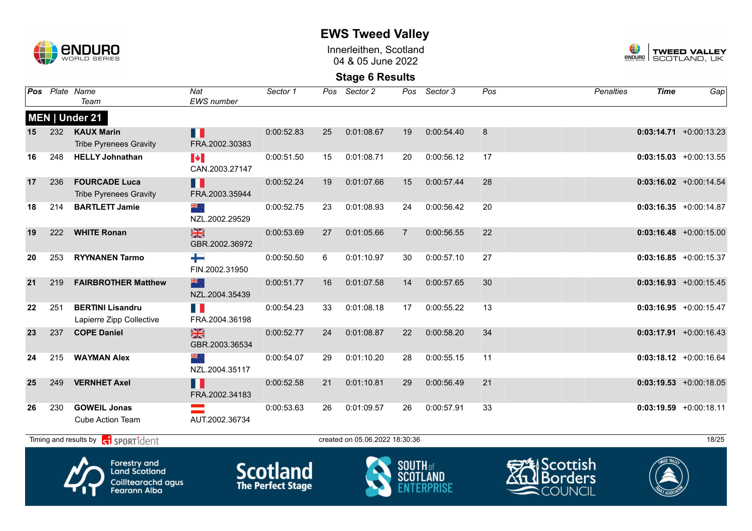# EWS Tweed Valley

Innerleithen, Scotland
04 & 05 June 2022

## Stage 6 Results

### MEN | Under 21

| Pos | Plate | Name / Team | Nat / EWS number | Sector 1 | Pos | Sector 2 | Pos | Sector 3 | Pos | Penalties | Time | Gap |
|---|---|---|---|---|---|---|---|---|---|---|---|---|
| 15 | 232 | **KAUX Marin**<br>Tribe Pyrenees Gravity | FRA.2002.30383 | 0:00:52.83 | 25 | 0:01:08.67 | 19 | 0:00:54.40 | 8 | | **0:03:14.71** | +0:00:13.23 |
| 16 | 248 | **HELLY Johnathan** | CAN.2003.27147 | 0:00:51.50 | 15 | 0:01:08.71 | 20 | 0:00:56.12 | 17 | | **0:03:15.03** | +0:00:13.55 |
| 17 | 236 | **FOURCADE Luca**<br>Tribe Pyrenees Gravity | FRA.2003.35944 | 0:00:52.24 | 19 | 0:01:07.66 | 15 | 0:00:57.44 | 28 | | **0:03:16.02** | +0:00:14.54 |
| 18 | 214 | **BARTLETT Jamie** | NZL.2002.29529 | 0:00:52.75 | 23 | 0:01:08.93 | 24 | 0:00:56.42 | 20 | | **0:03:16.35** | +0:00:14.87 |
| 19 | 222 | **WHITE Ronan** | GBR.2002.36972 | 0:00:53.69 | 27 | 0:01:05.66 | 7 | 0:00:56.55 | 22 | | **0:03:16.48** | +0:00:15.00 |
| 20 | 253 | **RYYNANEN Tarmo** | FIN.2002.31950 | 0:00:50.50 | 6 | 0:01:10.97 | 30 | 0:00:57.10 | 27 | | **0:03:16.85** | +0:00:15.37 |
| 21 | 219 | **FAIRBROTHER Matthew** | NZL.2004.35439 | 0:00:51.77 | 16 | 0:01:07.58 | 14 | 0:00:57.65 | 30 | | **0:03:16.93** | +0:00:15.45 |
| 22 | 251 | **BERTINI Lisandru**<br>Lapierre Zipp Collective | FRA.2004.36198 | 0:00:54.23 | 33 | 0:01:08.18 | 17 | 0:00:55.22 | 13 | | **0:03:16.95** | +0:00:15.47 |
| 23 | 237 | **COPE Daniel** | GBR.2003.36534 | 0:00:52.77 | 24 | 0:01:08.87 | 22 | 0:00:58.20 | 34 | | **0:03:17.91** | +0:00:16.43 |
| 24 | 215 | **WAYMAN Alex** | NZL.2004.35117 | 0:00:54.07 | 29 | 0:01:10.20 | 28 | 0:00:55.15 | 11 | | **0:03:18.12** | +0:00:16.64 |
| 25 | 249 | **VERNHET Axel** | FRA.2002.34183 | 0:00:52.58 | 21 | 0:01:10.81 | 29 | 0:00:56.49 | 21 | | **0:03:19.53** | +0:00:18.05 |
| 26 | 230 | **GOWEIL Jonas**<br>Cube Action Team | AUT.2002.36734 | 0:00:53.63 | 26 | 0:01:09.57 | 26 | 0:00:57.91 | 33 | | **0:03:19.59** | +0:00:18.11 |

Timing and results by SPORTident — created on 05.06.2022 18:30:36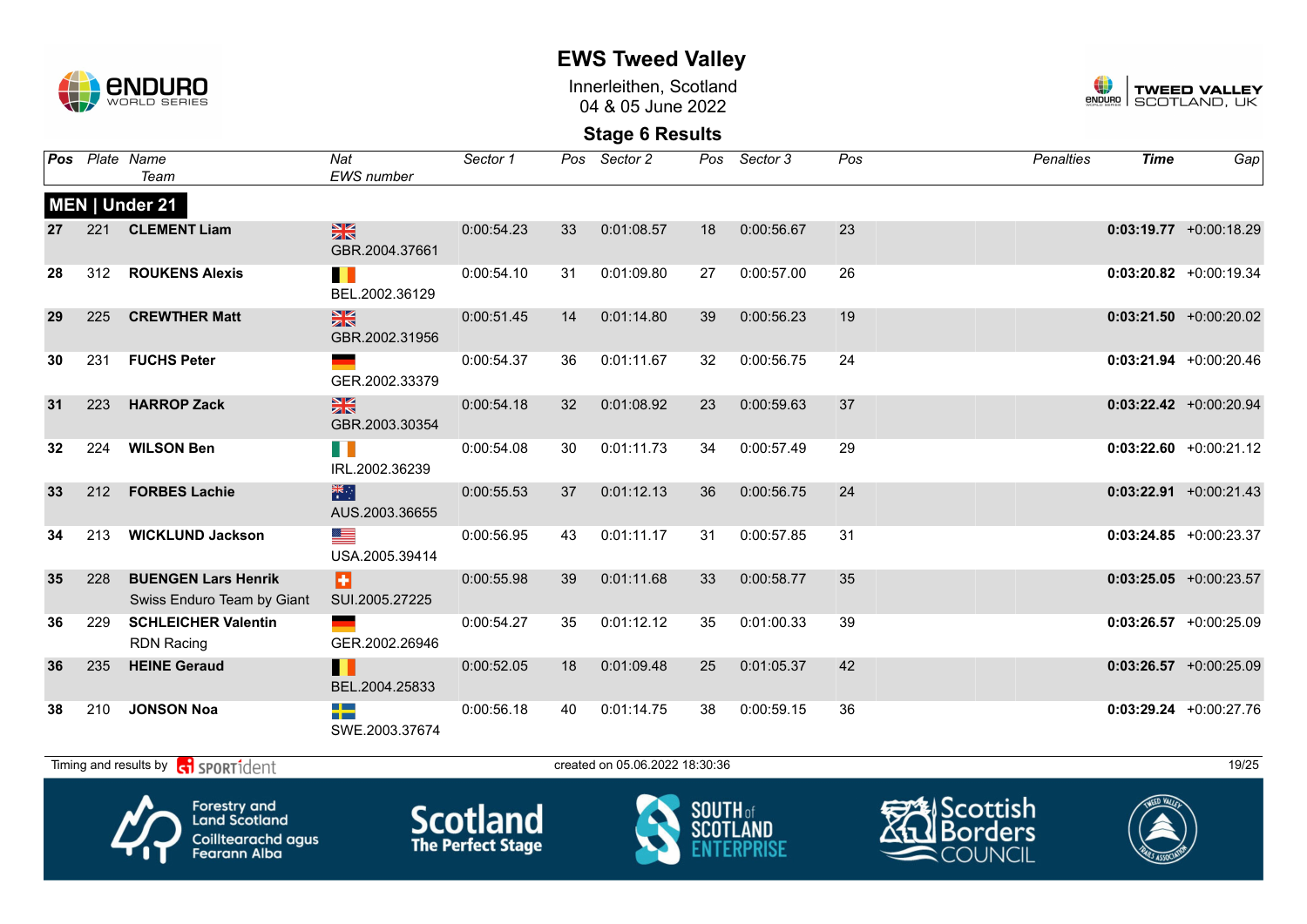# EWS Tweed Valley

Innerleithen, Scotland
04 & 05 June 2022

## Stage 6 Results

**MEN | Under 21**

| Pos | Plate | Name / Team | Nat / EWS number | Sector 1 | Pos | Sector 2 | Pos | Sector 3 | Pos | Penalties | Time | Gap |
|---|---|---|---|---|---|---|---|---|---|---|---|---|
| 27 | 221 | **CLEMENT Liam** | GBR.2004.37661 | 0:00:54.23 | 33 | 0:01:08.57 | 18 | 0:00:56.67 | 23 | | **0:03:19.77** | +0:00:18.29 |
| 28 | 312 | **ROUKENS Alexis** | BEL.2002.36129 | 0:00:54.10 | 31 | 0:01:09.80 | 27 | 0:00:57.00 | 26 | | **0:03:20.82** | +0:00:19.34 |
| 29 | 225 | **CREWTHER Matt** | GBR.2002.31956 | 0:00:51.45 | 14 | 0:01:14.80 | 39 | 0:00:56.23 | 19 | | **0:03:21.50** | +0:00:20.02 |
| 30 | 231 | **FUCHS Peter** | GER.2002.33379 | 0:00:54.37 | 36 | 0:01:11.67 | 32 | 0:00:56.75 | 24 | | **0:03:21.94** | +0:00:20.46 |
| 31 | 223 | **HARROP Zack** | GBR.2003.30354 | 0:00:54.18 | 32 | 0:01:08.92 | 23 | 0:00:59.63 | 37 | | **0:03:22.42** | +0:00:20.94 |
| 32 | 224 | **WILSON Ben** | IRL.2002.36239 | 0:00:54.08 | 30 | 0:01:11.73 | 34 | 0:00:57.49 | 29 | | **0:03:22.60** | +0:00:21.12 |
| 33 | 212 | **FORBES Lachie** | AUS.2003.36655 | 0:00:55.53 | 37 | 0:01:12.13 | 36 | 0:00:56.75 | 24 | | **0:03:22.91** | +0:00:21.43 |
| 34 | 213 | **WICKLUND Jackson** | USA.2005.39414 | 0:00:56.95 | 43 | 0:01:11.17 | 31 | 0:00:57.85 | 31 | | **0:03:24.85** | +0:00:23.37 |
| 35 | 228 | **BUENGEN Lars Henrik** Swiss Enduro Team by Giant | SUI.2005.27225 | 0:00:55.98 | 39 | 0:01:11.68 | 33 | 0:00:58.77 | 35 | | **0:03:25.05** | +0:00:23.57 |
| 36 | 229 | **SCHLEICHER Valentin** RDN Racing | GER.2002.26946 | 0:00:54.27 | 35 | 0:01:12.12 | 35 | 0:01:00.33 | 39 | | **0:03:26.57** | +0:00:25.09 |
| 36 | 235 | **HEINE Geraud** | BEL.2004.25833 | 0:00:52.05 | 18 | 0:01:09.48 | 25 | 0:01:05.37 | 42 | | **0:03:26.57** | +0:00:25.09 |
| 38 | 210 | **JONSON Noa** | SWE.2003.37674 | 0:00:56.18 | 40 | 0:01:14.75 | 38 | 0:00:59.15 | 36 | | **0:03:29.24** | +0:00:27.76 |

Timing and results by SPORTident — created on 05.06.2022 18:30:36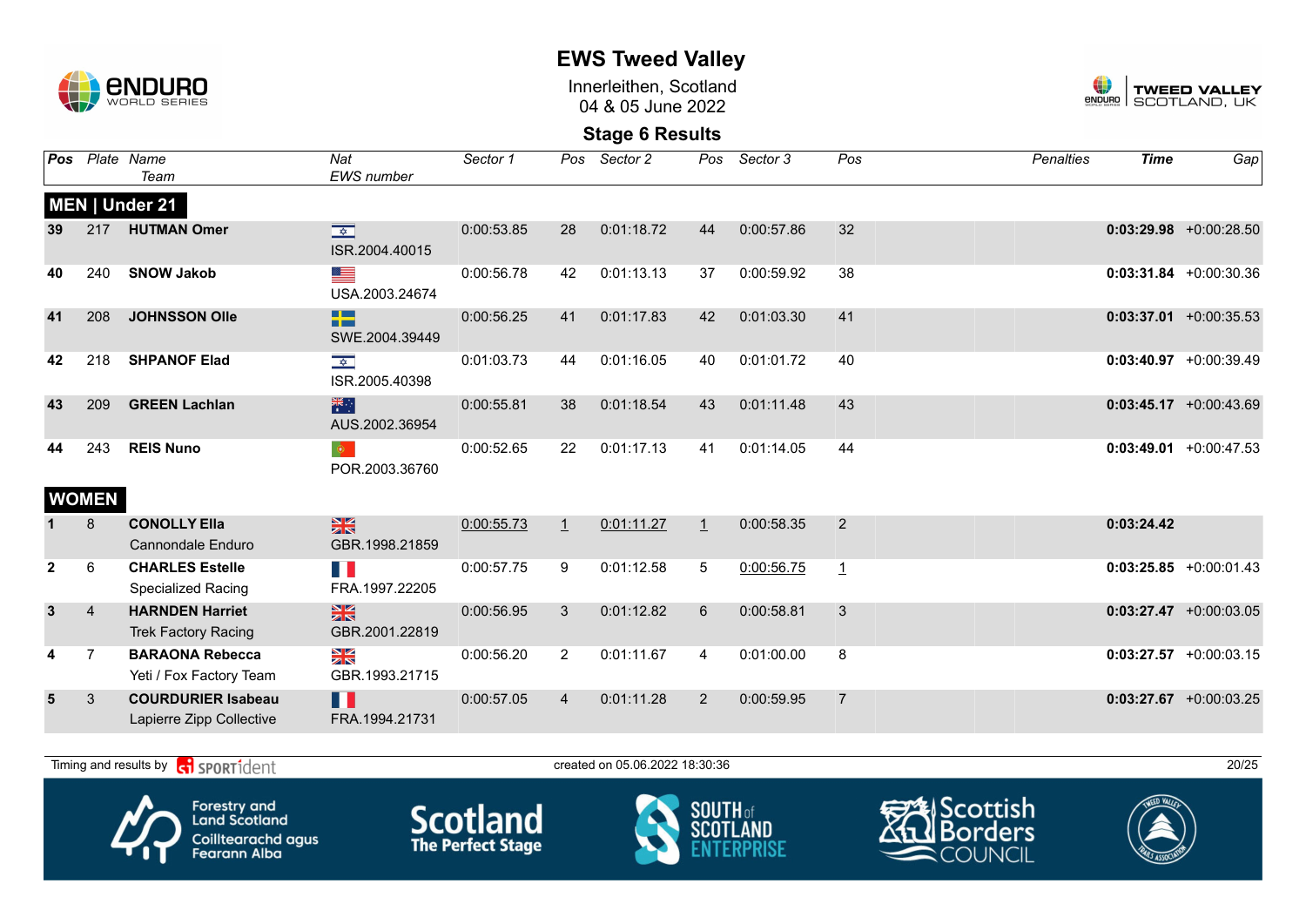# EWS Tweed Valley

Innerleithen, Scotland
04 & 05 June 2022

## Stage 6 Results

| Pos | Plate | Name / Team | Nat / EWS number | Sector 1 | Pos | Sector 2 | Pos | Sector 3 | Pos | Penalties | Time | Gap |
|---|---|---|---|---|---|---|---|---|---|---|---|---|
| **MEN \| Under 21** | | | | | | | | | | | | |
| 39 | 217 | **HUTMAN Omer** | ISR.2004.40015 | 0:00:53.85 | 28 | 0:01:18.72 | 44 | 0:00:57.86 | 32 | | **0:03:29.98** | +0:00:28.50 |
| 40 | 240 | **SNOW Jakob** | USA.2003.24674 | 0:00:56.78 | 42 | 0:01:13.13 | 37 | 0:00:59.92 | 38 | | **0:03:31.84** | +0:00:30.36 |
| 41 | 208 | **JOHNSSON Olle** | SWE.2004.39449 | 0:00:56.25 | 41 | 0:01:17.83 | 42 | 0:01:03.30 | 41 | | **0:03:37.01** | +0:00:35.53 |
| 42 | 218 | **SHPANOF Elad** | ISR.2005.40398 | 0:01:03.73 | 44 | 0:01:16.05 | 40 | 0:01:01.72 | 40 | | **0:03:40.97** | +0:00:39.49 |
| 43 | 209 | **GREEN Lachlan** | AUS.2002.36954 | 0:00:55.81 | 38 | 0:01:18.54 | 43 | 0:01:11.48 | 43 | | **0:03:45.17** | +0:00:43.69 |
| 44 | 243 | **REIS Nuno** | POR.2003.36760 | 0:00:52.65 | 22 | 0:01:17.13 | 41 | 0:01:14.05 | 44 | | **0:03:49.01** | +0:00:47.53 |
| **WOMEN** | | | | | | | | | | | | |
| 1 | 8 | **CONOLLY Ella** Cannondale Enduro | GBR.1998.21859 | 0:00:55.73 | 1 | 0:01:11.27 | 1 | 0:00:58.35 | 2 | | **0:03:24.42** | |
| 2 | 6 | **CHARLES Estelle** Specialized Racing | FRA.1997.22205 | 0:00:57.75 | 9 | 0:01:12.58 | 5 | 0:00:56.75 | 1 | | **0:03:25.85** | +0:00:01.43 |
| 3 | 4 | **HARNDEN Harriet** Trek Factory Racing | GBR.2001.22819 | 0:00:56.95 | 3 | 0:01:12.82 | 6 | 0:00:58.81 | 3 | | **0:03:27.47** | +0:00:03.05 |
| 4 | 7 | **BARAONA Rebecca** Yeti / Fox Factory Team | GBR.1993.21715 | 0:00:56.20 | 2 | 0:01:11.67 | 4 | 0:01:00.00 | 8 | | **0:03:27.57** | +0:00:03.15 |
| 5 | 3 | **COURDURIER Isabeau** Lapierre Zipp Collective | FRA.1994.21731 | 0:00:57.05 | 4 | 0:01:11.28 | 2 | 0:00:59.95 | 7 | | **0:03:27.67** | +0:00:03.25 |

Timing and results by SPORTident — created on 05.06.2022 18:30:36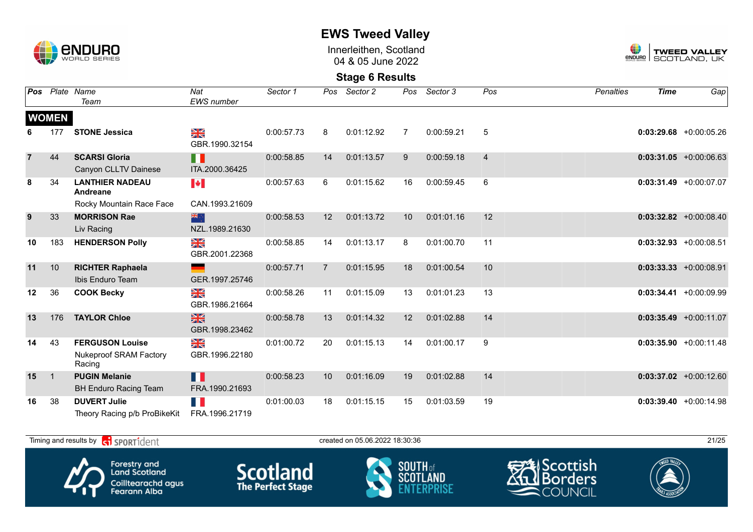# EWS Tweed Valley

Innerleithen, Scotland
04 & 05 June 2022

## Stage 6 Results

**WOMEN**

| Pos | Plate | Name / Team | Nat / EWS number | Sector 1 | Pos | Sector 2 | Pos | Sector 3 | Pos | Penalties | Time | Gap |
|---|---|---|---|---|---|---|---|---|---|---|---|---|
| 6 | 177 | **STONE Jessica** | GBR.1990.32154 | 0:00:57.73 | 8 | 0:01:12.92 | 7 | 0:00:59.21 | 5 | | **0:03:29.68** | +0:00:05.26 |
| 7 | 44 | **SCARSI Gloria** Canyon CLLTV Dainese | ITA.2000.36425 | 0:00:58.85 | 14 | 0:01:13.57 | 9 | 0:00:59.18 | 4 | | **0:03:31.05** | +0:00:06.63 |
| 8 | 34 | **LANTHIER NADEAU Andreane** Rocky Mountain Race Face | CAN.1993.21609 | 0:00:57.63 | 6 | 0:01:15.62 | 16 | 0:00:59.45 | 6 | | **0:03:31.49** | +0:00:07.07 |
| 9 | 33 | **MORRISON Rae** Liv Racing | NZL.1989.21630 | 0:00:58.53 | 12 | 0:01:13.72 | 10 | 0:01:01.16 | 12 | | **0:03:32.82** | +0:00:08.40 |
| 10 | 183 | **HENDERSON Polly** | GBR.2001.22368 | 0:00:58.85 | 14 | 0:01:13.17 | 8 | 0:01:00.70 | 11 | | **0:03:32.93** | +0:00:08.51 |
| 11 | 10 | **RICHTER Raphaela** Ibis Enduro Team | GER.1997.25746 | 0:00:57.71 | 7 | 0:01:15.95 | 18 | 0:01:00.54 | 10 | | **0:03:33.33** | +0:00:08.91 |
| 12 | 36 | **COOK Becky** | GBR.1986.21664 | 0:00:58.26 | 11 | 0:01:15.09 | 13 | 0:01:01.23 | 13 | | **0:03:34.41** | +0:00:09.99 |
| 13 | 176 | **TAYLOR Chloe** | GBR.1998.23462 | 0:00:58.78 | 13 | 0:01:14.32 | 12 | 0:01:02.88 | 14 | | **0:03:35.49** | +0:00:11.07 |
| 14 | 43 | **FERGUSON Louise** Nukeproof SRAM Factory Racing | GBR.1996.22180 | 0:01:00.72 | 20 | 0:01:15.13 | 14 | 0:01:00.17 | 9 | | **0:03:35.90** | +0:00:11.48 |
| 15 | 1 | **PUGIN Melanie** BH Enduro Racing Team | FRA.1990.21693 | 0:00:58.23 | 10 | 0:01:16.09 | 19 | 0:01:02.88 | 14 | | **0:03:37.02** | +0:00:12.60 |
| 16 | 38 | **DUVERT Julie** Theory Racing p/b ProBikeKit | FRA.1996.21719 | 0:01:00.03 | 18 | 0:01:15.15 | 15 | 0:01:03.59 | 19 | | **0:03:39.40** | +0:00:14.98 |

Timing and results by SPORTident — created on 05.06.2022 18:30:36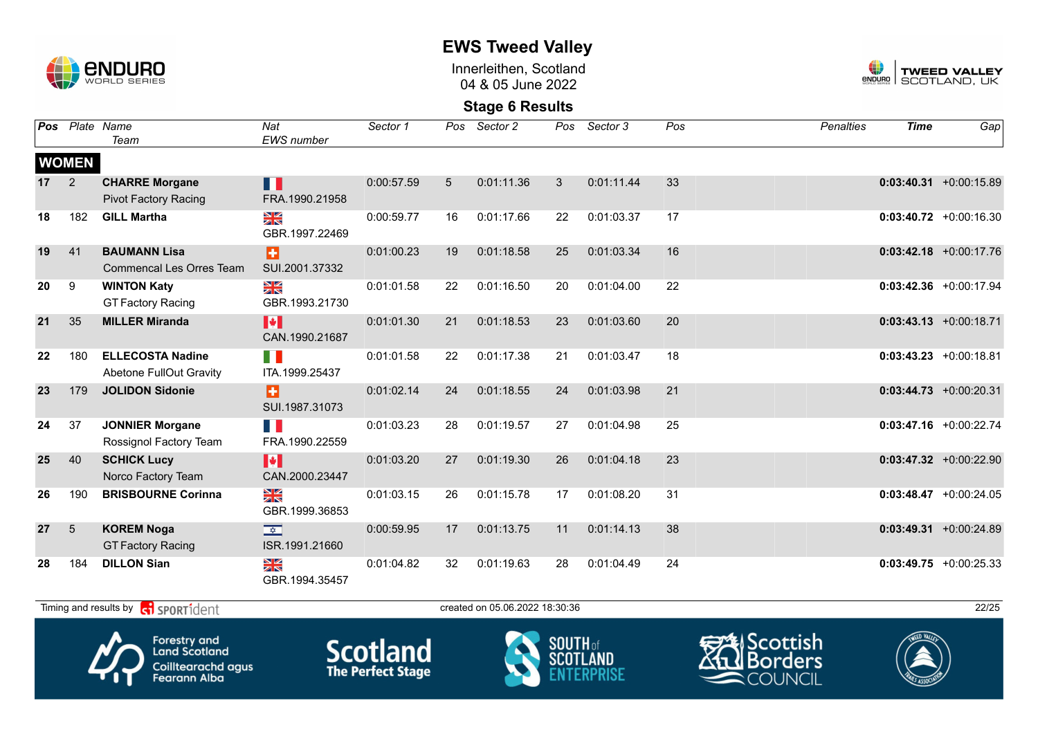# EWS Tweed Valley

Innerleithen, Scotland
04 & 05 June 2022

## Stage 6 Results

| Pos | Plate | Name / Team | Nat / EWS number | Sector 1 | Pos | Sector 2 | Pos | Sector 3 | Pos | Penalties | Time | Gap |
|---|---|---|---|---|---|---|---|---|---|---|---|---|
| **WOMEN** | | | | | | | | | | | | |
| 17 | 2 | **CHARRE Morgane** Pivot Factory Racing | FRA.1990.21958 | 0:00:57.59 | 5 | 0:01:11.36 | 3 | 0:01:11.44 | 33 | | **0:03:40.31** | +0:00:15.89 |
| 18 | 182 | **GILL Martha** | GBR.1997.22469 | 0:00:59.77 | 16 | 0:01:17.66 | 22 | 0:01:03.37 | 17 | | **0:03:40.72** | +0:00:16.30 |
| 19 | 41 | **BAUMANN Lisa** Commencal Les Orres Team | SUI.2001.37332 | 0:01:00.23 | 19 | 0:01:18.58 | 25 | 0:01:03.34 | 16 | | **0:03:42.18** | +0:00:17.76 |
| 20 | 9 | **WINTON Katy** GT Factory Racing | GBR.1993.21730 | 0:01:01.58 | 22 | 0:01:16.50 | 20 | 0:01:04.00 | 22 | | **0:03:42.36** | +0:00:17.94 |
| 21 | 35 | **MILLER Miranda** | CAN.1990.21687 | 0:01:01.30 | 21 | 0:01:18.53 | 23 | 0:01:03.60 | 20 | | **0:03:43.13** | +0:00:18.71 |
| 22 | 180 | **ELLECOSTA Nadine** Abetone FullOut Gravity | ITA.1999.25437 | 0:01:01.58 | 22 | 0:01:17.38 | 21 | 0:01:03.47 | 18 | | **0:03:43.23** | +0:00:18.81 |
| 23 | 179 | **JOLIDON Sidonie** | SUI.1987.31073 | 0:01:02.14 | 24 | 0:01:18.55 | 24 | 0:01:03.98 | 21 | | **0:03:44.73** | +0:00:20.31 |
| 24 | 37 | **JONNIER Morgane** Rossignol Factory Team | FRA.1990.22559 | 0:01:03.23 | 28 | 0:01:19.57 | 27 | 0:01:04.98 | 25 | | **0:03:47.16** | +0:00:22.74 |
| 25 | 40 | **SCHICK Lucy** Norco Factory Team | CAN.2000.23447 | 0:01:03.20 | 27 | 0:01:19.30 | 26 | 0:01:04.18 | 23 | | **0:03:47.32** | +0:00:22.90 |
| 26 | 190 | **BRISBOURNE Corinna** | GBR.1999.36853 | 0:01:03.15 | 26 | 0:01:15.78 | 17 | 0:01:08.20 | 31 | | **0:03:48.47** | +0:00:24.05 |
| 27 | 5 | **KOREM Noga** GT Factory Racing | ISR.1991.21660 | 0:00:59.95 | 17 | 0:01:13.75 | 11 | 0:01:14.13 | 38 | | **0:03:49.31** | +0:00:24.89 |
| 28 | 184 | **DILLON Sian** | GBR.1994.35457 | 0:01:04.82 | 32 | 0:01:19.63 | 28 | 0:01:04.49 | 24 | | **0:03:49.75** | +0:00:25.33 |

Timing and results by SPORTident — created on 05.06.2022 18:30:36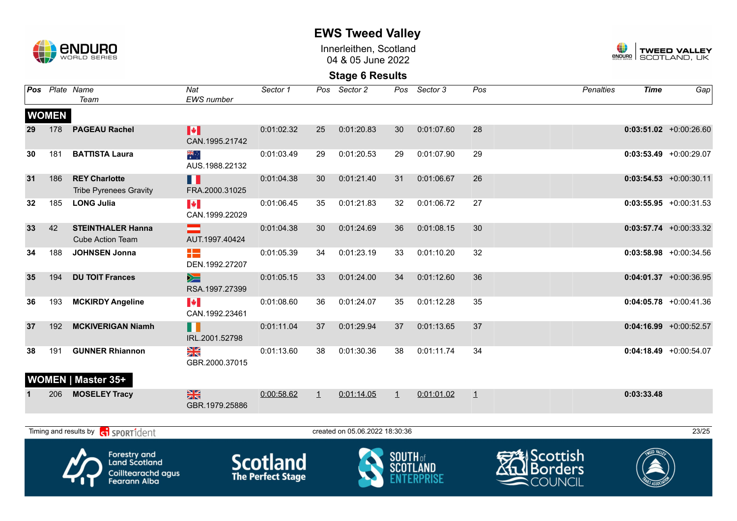# EWS Tweed Valley

Innerleithen, Scotland
04 & 05 June 2022

## Stage 6 Results

| Pos | Plate | Name / Team | Nat / EWS number | Sector 1 | Pos | Sector 2 | Pos | Sector 3 | Pos | Penalties | Time | Gap |
|---|---|---|---|---|---|---|---|---|---|---|---|---|
| **WOMEN** | | | | | | | | | | | | |
| 29 | 178 | **PAGEAU Rachel** | CAN.1995.21742 | 0:01:02.32 | 25 | 0:01:20.83 | 30 | 0:01:07.60 | 28 | | **0:03:51.02** | +0:00:26.60 |
| 30 | 181 | **BATTISTA Laura** | AUS.1988.22132 | 0:01:03.49 | 29 | 0:01:20.53 | 29 | 0:01:07.90 | 29 | | **0:03:53.49** | +0:00:29.07 |
| 31 | 186 | **REY Charlotte** Tribe Pyrenees Gravity | FRA.2000.31025 | 0:01:04.38 | 30 | 0:01:21.40 | 31 | 0:01:06.67 | 26 | | **0:03:54.53** | +0:00:30.11 |
| 32 | 185 | **LONG Julia** | CAN.1999.22029 | 0:01:06.45 | 35 | 0:01:21.83 | 32 | 0:01:06.72 | 27 | | **0:03:55.95** | +0:00:31.53 |
| 33 | 42 | **STEINTHALER Hanna** Cube Action Team | AUT.1997.40424 | 0:01:04.38 | 30 | 0:01:24.69 | 36 | 0:01:08.15 | 30 | | **0:03:57.74** | +0:00:33.32 |
| 34 | 188 | **JOHNSEN Jonna** | DEN.1992.27207 | 0:01:05.39 | 34 | 0:01:23.19 | 33 | 0:01:10.20 | 32 | | **0:03:58.98** | +0:00:34.56 |
| 35 | 194 | **DU TOIT Frances** | RSA.1997.27399 | 0:01:05.15 | 33 | 0:01:24.00 | 34 | 0:01:12.60 | 36 | | **0:04:01.37** | +0:00:36.95 |
| 36 | 193 | **MCKIRDY Angeline** | CAN.1992.23461 | 0:01:08.60 | 36 | 0:01:24.07 | 35 | 0:01:12.28 | 35 | | **0:04:05.78** | +0:00:41.36 |
| 37 | 192 | **MCKIVERIGAN Niamh** | IRL.2001.52798 | 0:01:11.04 | 37 | 0:01:29.94 | 37 | 0:01:13.65 | 37 | | **0:04:16.99** | +0:00:52.57 |
| 38 | 191 | **GUNNER Rhiannon** | GBR.2000.37015 | 0:01:13.60 | 38 | 0:01:30.36 | 38 | 0:01:11.74 | 34 | | **0:04:18.49** | +0:00:54.07 |
| **WOMEN \| Master 35+** | | | | | | | | | | | | |
| 1 | 206 | **MOSELEY Tracy** | GBR.1979.25886 | 0:00:58.62 | 1 | 0:01:14.05 | 1 | 0:01:01.02 | 1 | | **0:03:33.48** | |

Timing and results by SPORTident — created on 05.06.2022 18:30:36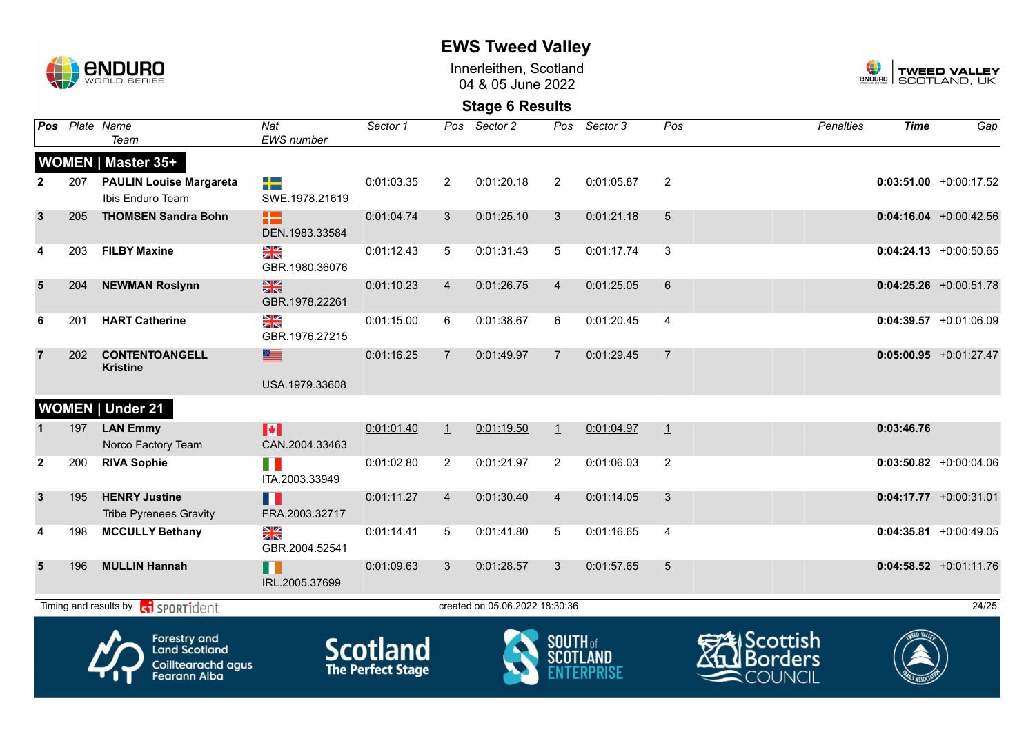# EWS Tweed Valley

Innerleithen, Scotland
04 & 05 June 2022

## Stage 6 Results

| Pos | Plate | Name / Team | Nat / EWS number | Sector 1 | Pos | Sector 2 | Pos | Sector 3 | Pos | Penalties | Time | Gap |
|---|---|---|---|---|---|---|---|---|---|---|---|---|
| **WOMEN \| Master 35+** | | | | | | | | | | | | |
| 2 | 207 | **PAULIN Louise Margareta** Ibis Enduro Team | SWE.1978.21619 | 0:01:03.35 | 2 | 0:01:20.18 | 2 | 0:01:05.87 | 2 | | **0:03:51.00** | +0:00:17.52 |
| 3 | 205 | **THOMSEN Sandra Bohn** | DEN.1983.33584 | 0:01:04.74 | 3 | 0:01:25.10 | 3 | 0:01:21.18 | 5 | | **0:04:16.04** | +0:00:42.56 |
| 4 | 203 | **FILBY Maxine** | GBR.1980.36076 | 0:01:12.43 | 5 | 0:01:31.43 | 5 | 0:01:17.74 | 3 | | **0:04:24.13** | +0:00:50.65 |
| 5 | 204 | **NEWMAN Roslynn** | GBR.1978.22261 | 0:01:10.23 | 4 | 0:01:26.75 | 4 | 0:01:25.05 | 6 | | **0:04:25.26** | +0:00:51.78 |
| 6 | 201 | **HART Catherine** | GBR.1976.27215 | 0:01:15.00 | 6 | 0:01:38.67 | 6 | 0:01:20.45 | 4 | | **0:04:39.57** | +0:01:06.09 |
| 7 | 202 | **CONTENTOANGELL Kristine** | USA.1979.33608 | 0:01:16.25 | 7 | 0:01:49.97 | 7 | 0:01:29.45 | 7 | | **0:05:00.95** | +0:01:27.47 |
| **WOMEN \| Under 21** | | | | | | | | | | | | |
| 1 | 197 | **LAN Emmy** Norco Factory Team | CAN.2004.33463 | 0:01:01.40 | 1 | 0:01:19.50 | 1 | 0:01:04.97 | 1 | | **0:03:46.76** | |
| 2 | 200 | **RIVA Sophie** | ITA.2003.33949 | 0:01:02.80 | 2 | 0:01:21.97 | 2 | 0:01:06.03 | 2 | | **0:03:50.82** | +0:00:04.06 |
| 3 | 195 | **HENRY Justine** Tribe Pyrenees Gravity | FRA.2003.32717 | 0:01:11.27 | 4 | 0:01:30.40 | 4 | 0:01:14.05 | 3 | | **0:04:17.77** | +0:00:31.01 |
| 4 | 198 | **MCCULLY Bethany** | GBR.2004.52541 | 0:01:14.41 | 5 | 0:01:41.80 | 5 | 0:01:16.65 | 4 | | **0:04:35.81** | +0:00:49.05 |
| 5 | 196 | **MULLIN Hannah** | IRL.2005.37699 | 0:01:09.63 | 3 | 0:01:28.57 | 3 | 0:01:57.65 | 5 | | **0:04:58.52** | +0:01:11.76 |

Timing and results by SPORTident

created on 05.06.2022 18:30:36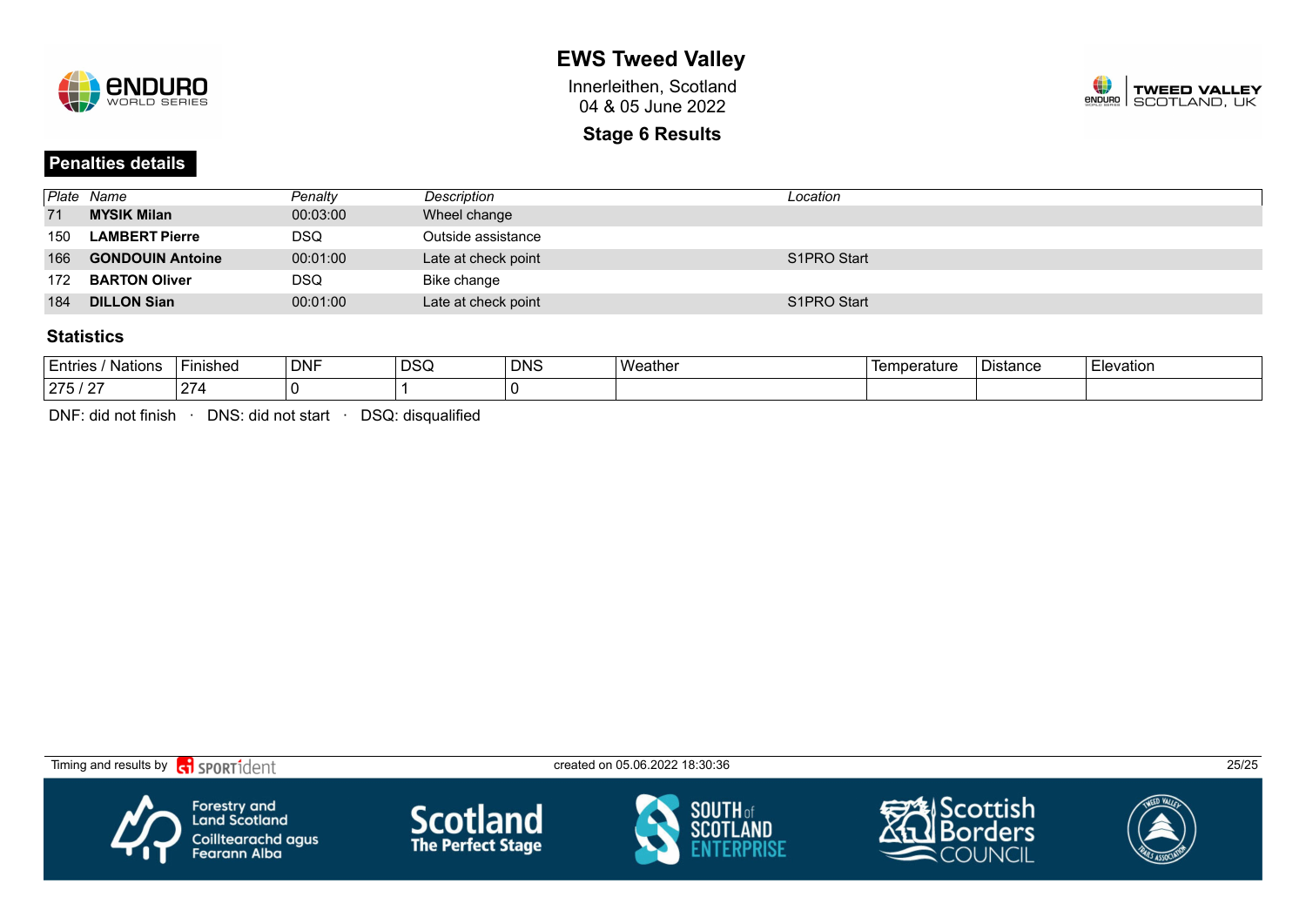# EWS Tweed Valley

Innerleithen, Scotland
04 & 05 June 2022

**Stage 6 Results**

## Penalties details

| *Plate* | *Name* | *Penalty* | *Description* | *Location* |
|---|---|---|---|---|
| 71 | **MYSIK Milan** | 00:03:00 | Wheel change | |
| 150 | **LAMBERT Pierre** | DSQ | Outside assistance | |
| 166 | **GONDOUIN Antoine** | 00:01:00 | Late at check point | S1PRO Start |
| 172 | **BARTON Oliver** | DSQ | Bike change | |
| 184 | **DILLON Sian** | 00:01:00 | Late at check point | S1PRO Start |

### Statistics

| Entries / Nations | Finished | DNF | DSQ | DNS | Weather | Temperature | Distance | Elevation |
|---|---|---|---|---|---|---|---|---|
| 275 / 27 | 274 | 0 | 1 | 0 | | | | |

DNF: did not finish · DNS: did not start · DSQ: disqualified

Timing and results by SPORTident

created on 05.06.2022 18:30:36